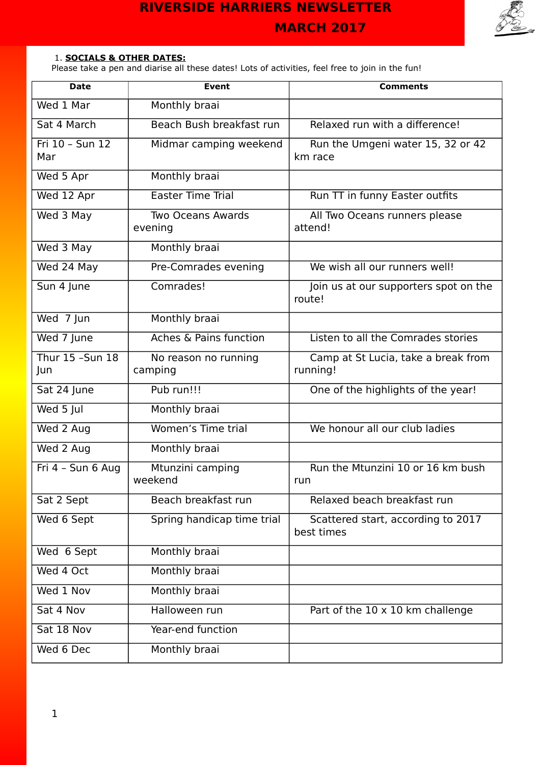# RIVERSIDE HARRIERS NEWSLETTER

## MARCH 2017

1. **SOCIALS & OTHER DATES:**

Please take a pen and diarise all these dates! Lots of activities, feel free to join in the fun!

| Date | Event | Comments |
|---|---|---|
| Wed 1 Mar | Monthly braai | |
| Sat 4 March | Beach Bush breakfast run | Relaxed run with a difference! |
| Fri 10 – Sun 12 Mar | Midmar camping weekend | Run the Umgeni water 15, 32 or 42 km race |
| Wed 5 Apr | Monthly braai | |
| Wed 12 Apr | Easter Time Trial | Run TT in funny Easter outfits |
| Wed 3 May | Two Oceans Awards evening | All Two Oceans runners please attend! |
| Wed 3 May | Monthly braai | |
| Wed 24 May | Pre-Comrades evening | We wish all our runners well! |
| Sun 4 June | Comrades! | Join us at our supporters spot on the route! |
| Wed 7 Jun | Monthly braai | |
| Wed 7 June | Aches & Pains function | Listen to all the Comrades stories |
| Thur 15 –Sun 18 Jun | No reason no running camping | Camp at St Lucia, take a break from running! |
| Sat 24 June | Pub run!!! | One of the highlights of the year! |
| Wed 5 Jul | Monthly braai | |
| Wed 2 Aug | Women's Time trial | We honour all our club ladies |
| Wed 2 Aug | Monthly braai | |
| Fri 4 – Sun 6 Aug | Mtunzini camping weekend | Run the Mtunzini 10 or 16 km bush run |
| Sat 2 Sept | Beach breakfast run | Relaxed beach breakfast run |
| Wed 6 Sept | Spring handicap time trial | Scattered start, according to 2017 best times |
| Wed 6 Sept | Monthly braai | |
| Wed 4 Oct | Monthly braai | |
| Wed 1 Nov | Monthly braai | |
| Sat 4 Nov | Halloween run | Part of the 10 x 10 km challenge |
| Sat 18 Nov | Year-end function | |
| Wed 6 Dec | Monthly braai | |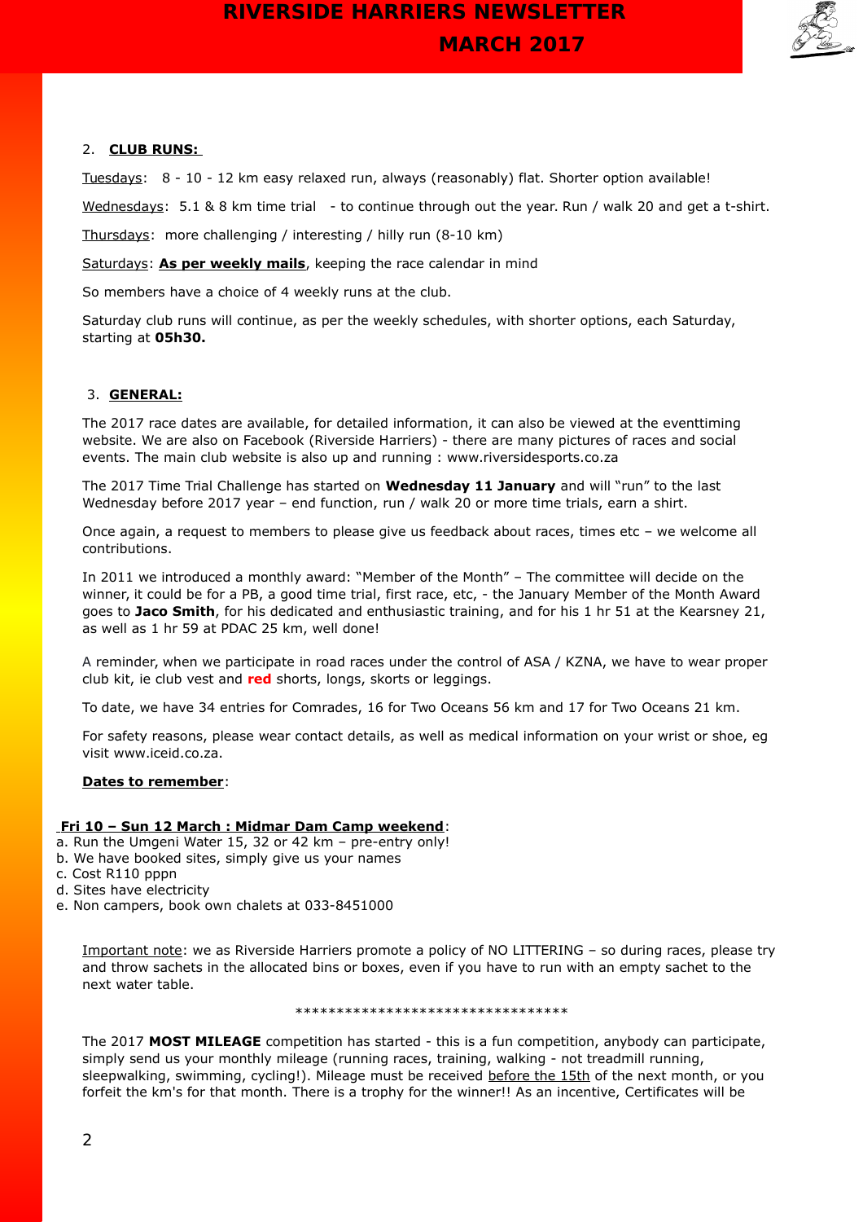2. **CLUB RUNS:**

Tuesdays: 8 - 10 - 12 km easy relaxed run, always (reasonably) flat. Shorter option available!

Wednesdays: 5.1 & 8 km time trial - to continue through out the year. Run / walk 20 and get a t-shirt.

Thursdays: more challenging / interesting / hilly run (8-10 km)

Saturdays: **As per weekly mails**, keeping the race calendar in mind

So members have a choice of 4 weekly runs at the club.

Saturday club runs will continue, as per the weekly schedules, with shorter options, each Saturday, starting at **05h30.**

3. **GENERAL:**

The 2017 race dates are available, for detailed information, it can also be viewed at the eventtiming website. We are also on Facebook (Riverside Harriers) - there are many pictures of races and social events. The main club website is also up and running : www.riversidesports.co.za

The 2017 Time Trial Challenge has started on **Wednesday 11 January** and will "run" to the last Wednesday before 2017 year – end function, run / walk 20 or more time trials, earn a shirt.

Once again, a request to members to please give us feedback about races, times etc – we welcome all contributions.

In 2011 we introduced a monthly award: "Member of the Month" – The committee will decide on the winner, it could be for a PB, a good time trial, first race, etc, - the January Member of the Month Award goes to **Jaco Smith**, for his dedicated and enthusiastic training, and for his 1 hr 51 at the Kearsney 21, as well as 1 hr 59 at PDAC 25 km, well done!

A reminder, when we participate in road races under the control of ASA / KZNA, we have to wear proper club kit, ie club vest and **red** shorts, longs, skorts or leggings.

To date, we have 34 entries for Comrades, 16 for Two Oceans 56 km and 17 for Two Oceans 21 km.

For safety reasons, please wear contact details, as well as medical information on your wrist or shoe, eg visit www.iceid.co.za.

**Dates to remember**:

**Fri 10 – Sun 12 March : Midmar Dam Camp weekend**:

a. Run the Umgeni Water 15, 32 or 42 km – pre-entry only!
b. We have booked sites, simply give us your names
c. Cost R110 pppn
d. Sites have electricity
e. Non campers, book own chalets at 033-8451000

Important note: we as Riverside Harriers promote a policy of NO LITTERING – so during races, please try and throw sachets in the allocated bins or boxes, even if you have to run with an empty sachet to the next water table.

*********************************

The 2017 **MOST MILEAGE** competition has started - this is a fun competition, anybody can participate, simply send us your monthly mileage (running races, training, walking - not treadmill running, sleepwalking, swimming, cycling!). Mileage must be received before the 15th of the next month, or you forfeit the km's for that month. There is a trophy for the winner!! As an incentive, Certificates will be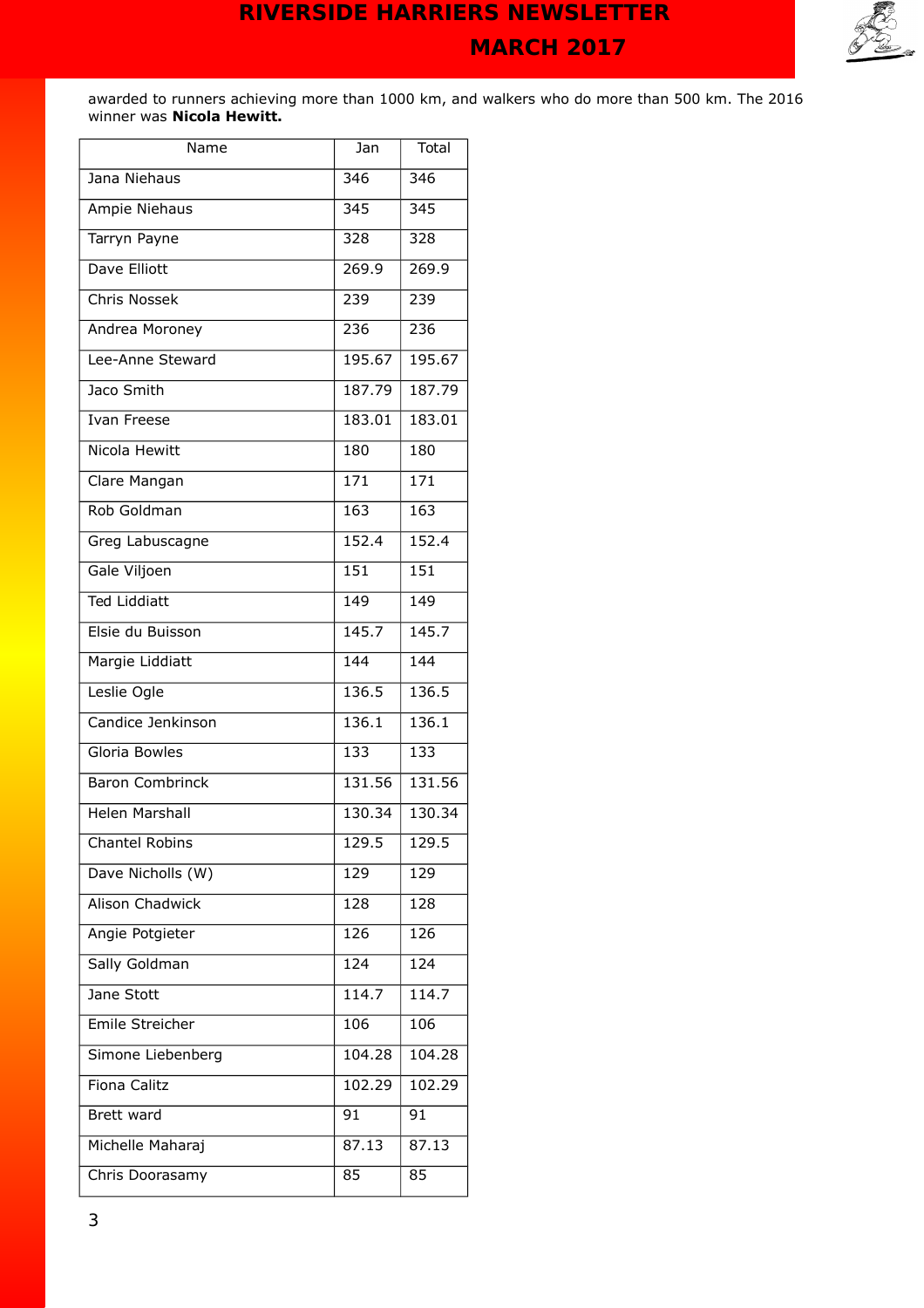awarded to runners achieving more than 1000 km, and walkers who do more than 500 km. The 2016 winner was **Nicola Hewitt.**

| Name | Jan | Total |
|---|---|---|
| Jana Niehaus | 346 | 346 |
| Ampie Niehaus | 345 | 345 |
| Tarryn Payne | 328 | 328 |
| Dave Elliott | 269.9 | 269.9 |
| Chris Nossek | 239 | 239 |
| Andrea Moroney | 236 | 236 |
| Lee-Anne Steward | 195.67 | 195.67 |
| Jaco Smith | 187.79 | 187.79 |
| Ivan Freese | 183.01 | 183.01 |
| Nicola Hewitt | 180 | 180 |
| Clare Mangan | 171 | 171 |
| Rob Goldman | 163 | 163 |
| Greg Labuscagne | 152.4 | 152.4 |
| Gale Viljoen | 151 | 151 |
| Ted Liddiatt | 149 | 149 |
| Elsie du Buisson | 145.7 | 145.7 |
| Margie Liddiatt | 144 | 144 |
| Leslie Ogle | 136.5 | 136.5 |
| Candice Jenkinson | 136.1 | 136.1 |
| Gloria Bowles | 133 | 133 |
| Baron Combrinck | 131.56 | 131.56 |
| Helen Marshall | 130.34 | 130.34 |
| Chantel Robins | 129.5 | 129.5 |
| Dave Nicholls (W) | 129 | 129 |
| Alison Chadwick | 128 | 128 |
| Angie Potgieter | 126 | 126 |
| Sally Goldman | 124 | 124 |
| Jane Stott | 114.7 | 114.7 |
| Emile Streicher | 106 | 106 |
| Simone Liebenberg | 104.28 | 104.28 |
| Fiona Calitz | 102.29 | 102.29 |
| Brett ward | 91 | 91 |
| Michelle Maharaj | 87.13 | 87.13 |
| Chris Doorasamy | 85 | 85 |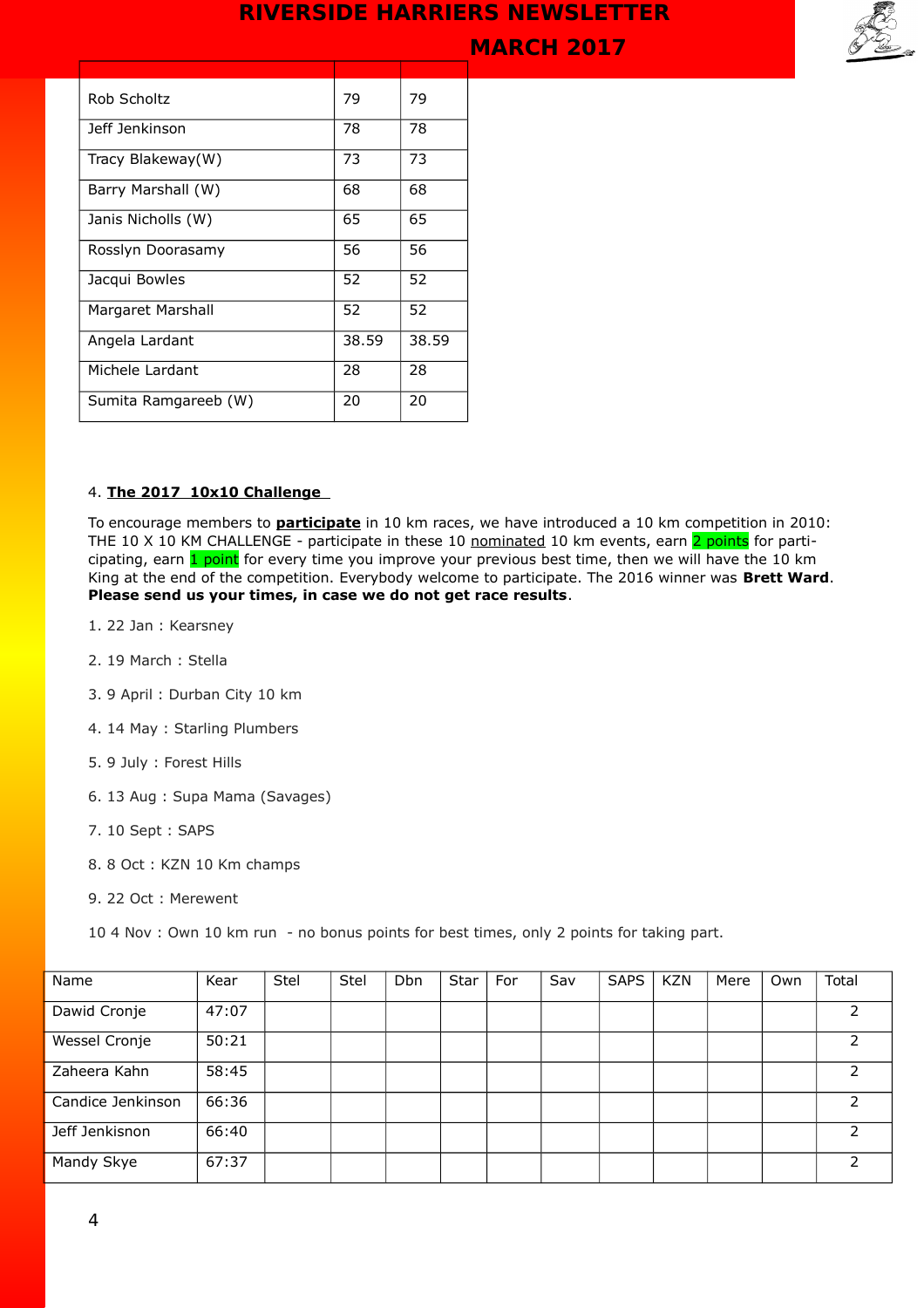| | | |
|---|---|---|
| Rob Scholtz | 79 | 79 |
| Jeff Jenkinson | 78 | 78 |
| Tracy Blakeway(W) | 73 | 73 |
| Barry Marshall (W) | 68 | 68 |
| Janis Nicholls (W) | 65 | 65 |
| Rosslyn Doorasamy | 56 | 56 |
| Jacqui Bowles | 52 | 52 |
| Margaret Marshall | 52 | 52 |
| Angela Lardant | 38.59 | 38.59 |
| Michele Lardant | 28 | 28 |
| Sumita Ramgareeb (W) | 20 | 20 |

4. **The 2017 10x10 Challenge**

To encourage members to **participate** in 10 km races, we have introduced a 10 km competition in 2010: THE 10 X 10 KM CHALLENGE - participate in these 10 nominated 10 km events, earn 2 points for participating, earn 1 point for every time you improve your previous best time, then we will have the 10 km King at the end of the competition. Everybody welcome to participate. The 2016 winner was **Brett Ward**. **Please send us your times, in case we do not get race results**.

1. 22 Jan : Kearsney
2. 19 March : Stella
3. 9 April : Durban City 10 km
4. 14 May : Starling Plumbers
5. 9 July : Forest Hills
6. 13 Aug : Supa Mama (Savages)
7. 10 Sept : SAPS
8. 8 Oct : KZN 10 Km champs
9. 22 Oct : Merewent

10 4 Nov : Own 10 km run - no bonus points for best times, only 2 points for taking part.

| Name | Kear | Stel | Stel | Dbn | Star | For | Sav | SAPS | KZN | Mere | Own | Total |
|---|---|---|---|---|---|---|---|---|---|---|---|---|
| Dawid Cronje | 47:07 | | | | | | | | | | | 2 |
| Wessel Cronje | 50:21 | | | | | | | | | | | 2 |
| Zaheera Kahn | 58:45 | | | | | | | | | | | 2 |
| Candice Jenkinson | 66:36 | | | | | | | | | | | 2 |
| Jeff Jenkisnon | 66:40 | | | | | | | | | | | 2 |
| Mandy Skye | 67:37 | | | | | | | | | | | 2 |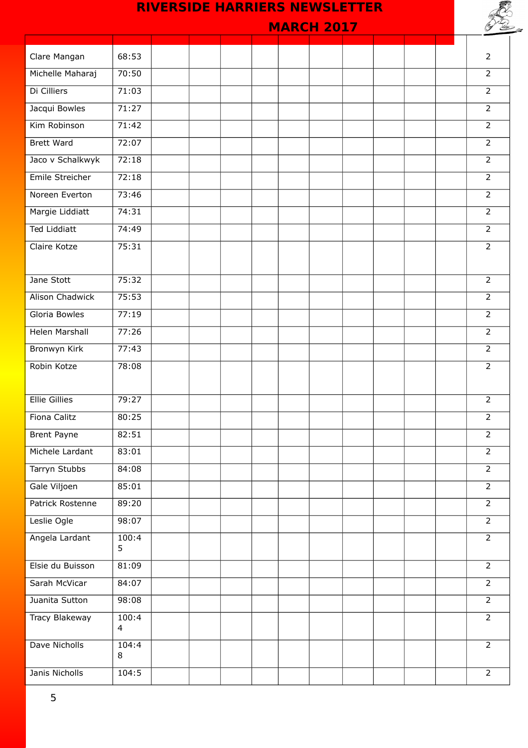| | | | | | | | | | | | | |
|---|---|---|---|---|---|---|---|---|---|---|---|---|
| Clare Mangan | 68:53 | | | | | | | | | | | 2 |
| Michelle Maharaj | 70:50 | | | | | | | | | | | 2 |
| Di Cilliers | 71:03 | | | | | | | | | | | 2 |
| Jacqui Bowles | 71:27 | | | | | | | | | | | 2 |
| Kim Robinson | 71:42 | | | | | | | | | | | 2 |
| Brett Ward | 72:07 | | | | | | | | | | | 2 |
| Jaco v Schalkwyk | 72:18 | | | | | | | | | | | 2 |
| Emile Streicher | 72:18 | | | | | | | | | | | 2 |
| Noreen Everton | 73:46 | | | | | | | | | | | 2 |
| Margie Liddiatt | 74:31 | | | | | | | | | | | 2 |
| Ted Liddiatt | 74:49 | | | | | | | | | | | 2 |
| Claire Kotze | 75:31 | | | | | | | | | | | 2 |
| Jane Stott | 75:32 | | | | | | | | | | | 2 |
| Alison Chadwick | 75:53 | | | | | | | | | | | 2 |
| Gloria Bowles | 77:19 | | | | | | | | | | | 2 |
| Helen Marshall | 77:26 | | | | | | | | | | | 2 |
| Bronwyn Kirk | 77:43 | | | | | | | | | | | 2 |
| Robin Kotze | 78:08 | | | | | | | | | | | 2 |
| Ellie Gillies | 79:27 | | | | | | | | | | | 2 |
| Fiona Calitz | 80:25 | | | | | | | | | | | 2 |
| Brent Payne | 82:51 | | | | | | | | | | | 2 |
| Michele Lardant | 83:01 | | | | | | | | | | | 2 |
| Tarryn Stubbs | 84:08 | | | | | | | | | | | 2 |
| Gale Viljoen | 85:01 | | | | | | | | | | | 2 |
| Patrick Rostenne | 89:20 | | | | | | | | | | | 2 |
| Leslie Ogle | 98:07 | | | | | | | | | | | 2 |
| Angela Lardant | 100:45 | | | | | | | | | | | 2 |
| Elsie du Buisson | 81:09 | | | | | | | | | | | 2 |
| Sarah McVicar | 84:07 | | | | | | | | | | | 2 |
| Juanita Sutton | 98:08 | | | | | | | | | | | 2 |
| Tracy Blakeway | 100:44 | | | | | | | | | | | 2 |
| Dave Nicholls | 104:48 | | | | | | | | | | | 2 |
| Janis Nicholls | 104:5 | | | | | | | | | | | 2 |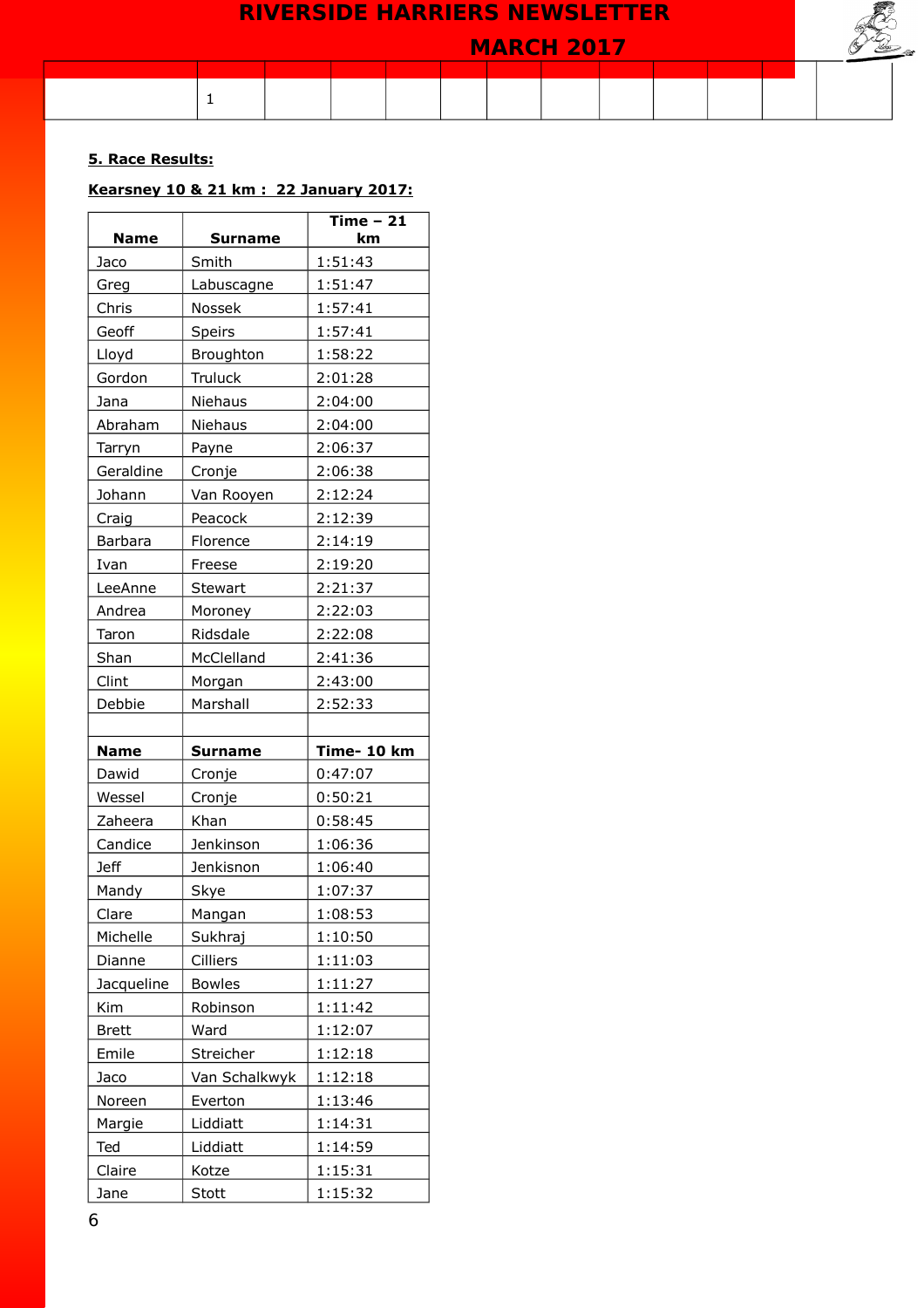**5. Race Results:**

**Kearsney 10 & 21 km : 22 January 2017:**

| Name | Surname | Time – 21 km |
|---|---|---|
| Jaco | Smith | 1:51:43 |
| Greg | Labuscagne | 1:51:47 |
| Chris | Nossek | 1:57:41 |
| Geoff | Speirs | 1:57:41 |
| Lloyd | Broughton | 1:58:22 |
| Gordon | Truluck | 2:01:28 |
| Jana | Niehaus | 2:04:00 |
| Abraham | Niehaus | 2:04:00 |
| Tarryn | Payne | 2:06:37 |
| Geraldine | Cronje | 2:06:38 |
| Johann | Van Rooyen | 2:12:24 |
| Craig | Peacock | 2:12:39 |
| Barbara | Florence | 2:14:19 |
| Ivan | Freese | 2:19:20 |
| LeeAnne | Stewart | 2:21:37 |
| Andrea | Moroney | 2:22:03 |
| Taron | Ridsdale | 2:22:08 |
| Shan | McClelland | 2:41:36 |
| Clint | Morgan | 2:43:00 |
| Debbie | Marshall | 2:52:33 |
| | | |
| **Name** | **Surname** | **Time- 10 km** |
| Dawid | Cronje | 0:47:07 |
| Wessel | Cronje | 0:50:21 |
| Zaheera | Khan | 0:58:45 |
| Candice | Jenkinson | 1:06:36 |
| Jeff | Jenkisnon | 1:06:40 |
| Mandy | Skye | 1:07:37 |
| Clare | Mangan | 1:08:53 |
| Michelle | Sukhraj | 1:10:50 |
| Dianne | Cilliers | 1:11:03 |
| Jacqueline | Bowles | 1:11:27 |
| Kim | Robinson | 1:11:42 |
| Brett | Ward | 1:12:07 |
| Emile | Streicher | 1:12:18 |
| Jaco | Van Schalkwyk | 1:12:18 |
| Noreen | Everton | 1:13:46 |
| Margie | Liddiatt | 1:14:31 |
| Ted | Liddiatt | 1:14:59 |
| Claire | Kotze | 1:15:31 |
| Jane | Stott | 1:15:32 |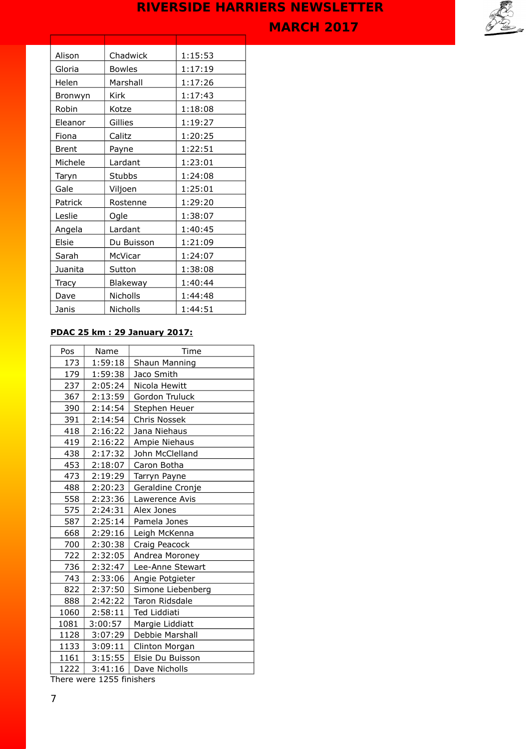| | | |
|---|---|---|
| Alison | Chadwick | 1:15:53 |
| Gloria | Bowles | 1:17:19 |
| Helen | Marshall | 1:17:26 |
| Bronwyn | Kirk | 1:17:43 |
| Robin | Kotze | 1:18:08 |
| Eleanor | Gillies | 1:19:27 |
| Fiona | Calitz | 1:20:25 |
| Brent | Payne | 1:22:51 |
| Michele | Lardant | 1:23:01 |
| Taryn | Stubbs | 1:24:08 |
| Gale | Viljoen | 1:25:01 |
| Patrick | Rostenne | 1:29:20 |
| Leslie | Ogle | 1:38:07 |
| Angela | Lardant | 1:40:45 |
| Elsie | Du Buisson | 1:21:09 |
| Sarah | McVicar | 1:24:07 |
| Juanita | Sutton | 1:38:08 |
| Tracy | Blakeway | 1:40:44 |
| Dave | Nicholls | 1:44:48 |
| Janis | Nicholls | 1:44:51 |

**PDAC 25 km : 29 January 2017:**

| Pos | Name | Time |
|---|---|---|
| 173 | 1:59:18 | Shaun Manning |
| 179 | 1:59:38 | Jaco Smith |
| 237 | 2:05:24 | Nicola Hewitt |
| 367 | 2:13:59 | Gordon Truluck |
| 390 | 2:14:54 | Stephen Heuer |
| 391 | 2:14:54 | Chris Nossek |
| 418 | 2:16:22 | Jana Niehaus |
| 419 | 2:16:22 | Ampie Niehaus |
| 438 | 2:17:32 | John McClelland |
| 453 | 2:18:07 | Caron Botha |
| 473 | 2:19:29 | Tarryn Payne |
| 488 | 2:20:23 | Geraldine Cronje |
| 558 | 2:23:36 | Lawerence Avis |
| 575 | 2:24:31 | Alex Jones |
| 587 | 2:25:14 | Pamela Jones |
| 668 | 2:29:16 | Leigh McKenna |
| 700 | 2:30:38 | Craig Peacock |
| 722 | 2:32:05 | Andrea Moroney |
| 736 | 2:32:47 | Lee-Anne Stewart |
| 743 | 2:33:06 | Angie Potgieter |
| 822 | 2:37:50 | Simone Liebenberg |
| 888 | 2:42:22 | Taron Ridsdale |
| 1060 | 2:58:11 | Ted Liddiati |
| 1081 | 3:00:57 | Margie Liddiatt |
| 1128 | 3:07:29 | Debbie Marshall |
| 1133 | 3:09:11 | Clinton Morgan |
| 1161 | 3:15:55 | Elsie Du Buisson |
| 1222 | 3:41:16 | Dave Nicholls |

There were 1255 finishers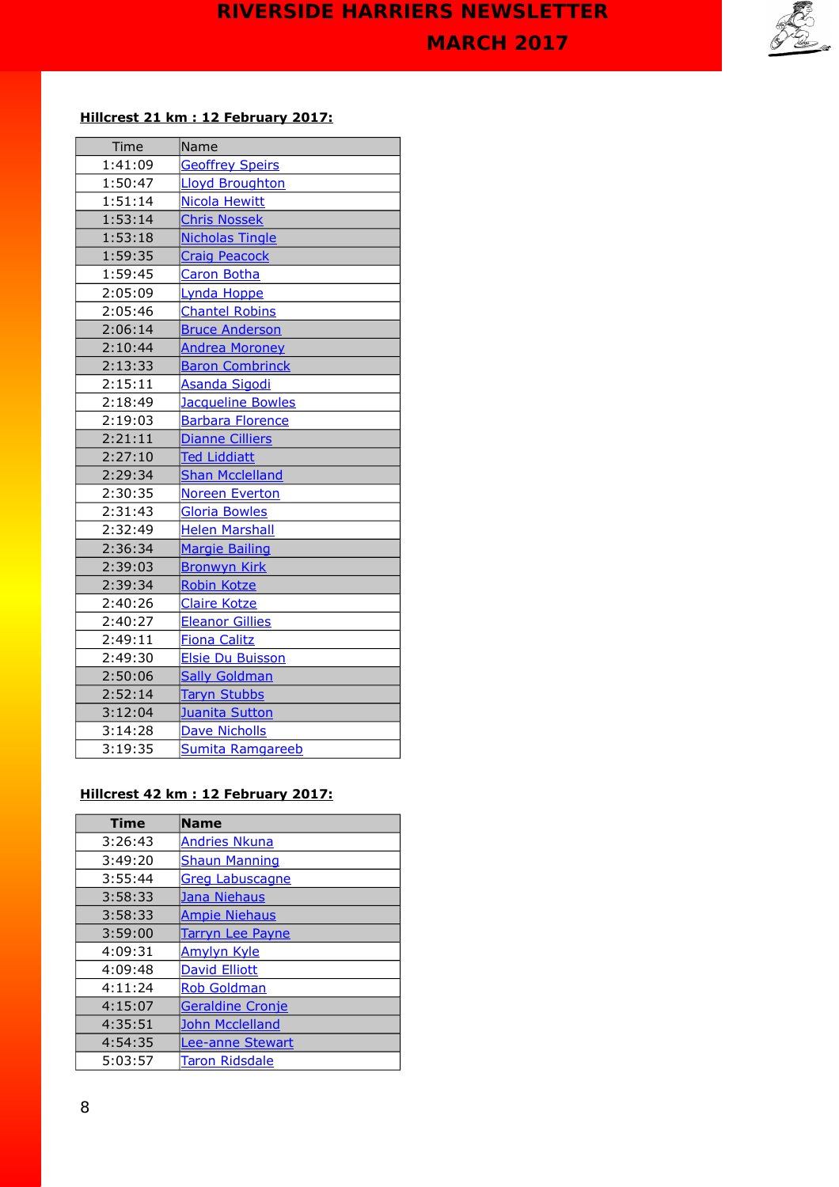**Hillcrest 21 km : 12 February 2017:**

| Time | Name |
|---|---|
| 1:41:09 | Geoffrey Speirs |
| 1:50:47 | Lloyd Broughton |
| 1:51:14 | Nicola Hewitt |
| 1:53:14 | Chris Nossek |
| 1:53:18 | Nicholas Tingle |
| 1:59:35 | Craig Peacock |
| 1:59:45 | Caron Botha |
| 2:05:09 | Lynda Hoppe |
| 2:05:46 | Chantel Robins |
| 2:06:14 | Bruce Anderson |
| 2:10:44 | Andrea Moroney |
| 2:13:33 | Baron Combrinck |
| 2:15:11 | Asanda Sigodi |
| 2:18:49 | Jacqueline Bowles |
| 2:19:03 | Barbara Florence |
| 2:21:11 | Dianne Cilliers |
| 2:27:10 | Ted Liddiatt |
| 2:29:34 | Shan Mcclelland |
| 2:30:35 | Noreen Everton |
| 2:31:43 | Gloria Bowles |
| 2:32:49 | Helen Marshall |
| 2:36:34 | Margie Bailing |
| 2:39:03 | Bronwyn Kirk |
| 2:39:34 | Robin Kotze |
| 2:40:26 | Claire Kotze |
| 2:40:27 | Eleanor Gillies |
| 2:49:11 | Fiona Calitz |
| 2:49:30 | Elsie Du Buisson |
| 2:50:06 | Sally Goldman |
| 2:52:14 | Taryn Stubbs |
| 3:12:04 | Juanita Sutton |
| 3:14:28 | Dave Nicholls |
| 3:19:35 | Sumita Ramgareeb |

**Hillcrest 42 km : 12 February 2017:**

| Time | Name |
|---|---|
| 3:26:43 | Andries Nkuna |
| 3:49:20 | Shaun Manning |
| 3:55:44 | Greg Labuscagne |
| 3:58:33 | Jana Niehaus |
| 3:58:33 | Ampie Niehaus |
| 3:59:00 | Tarryn Lee Payne |
| 4:09:31 | Amylyn Kyle |
| 4:09:48 | David Elliott |
| 4:11:24 | Rob Goldman |
| 4:15:07 | Geraldine Cronje |
| 4:35:51 | John Mcclelland |
| 4:54:35 | Lee-anne Stewart |
| 5:03:57 | Taron Ridsdale |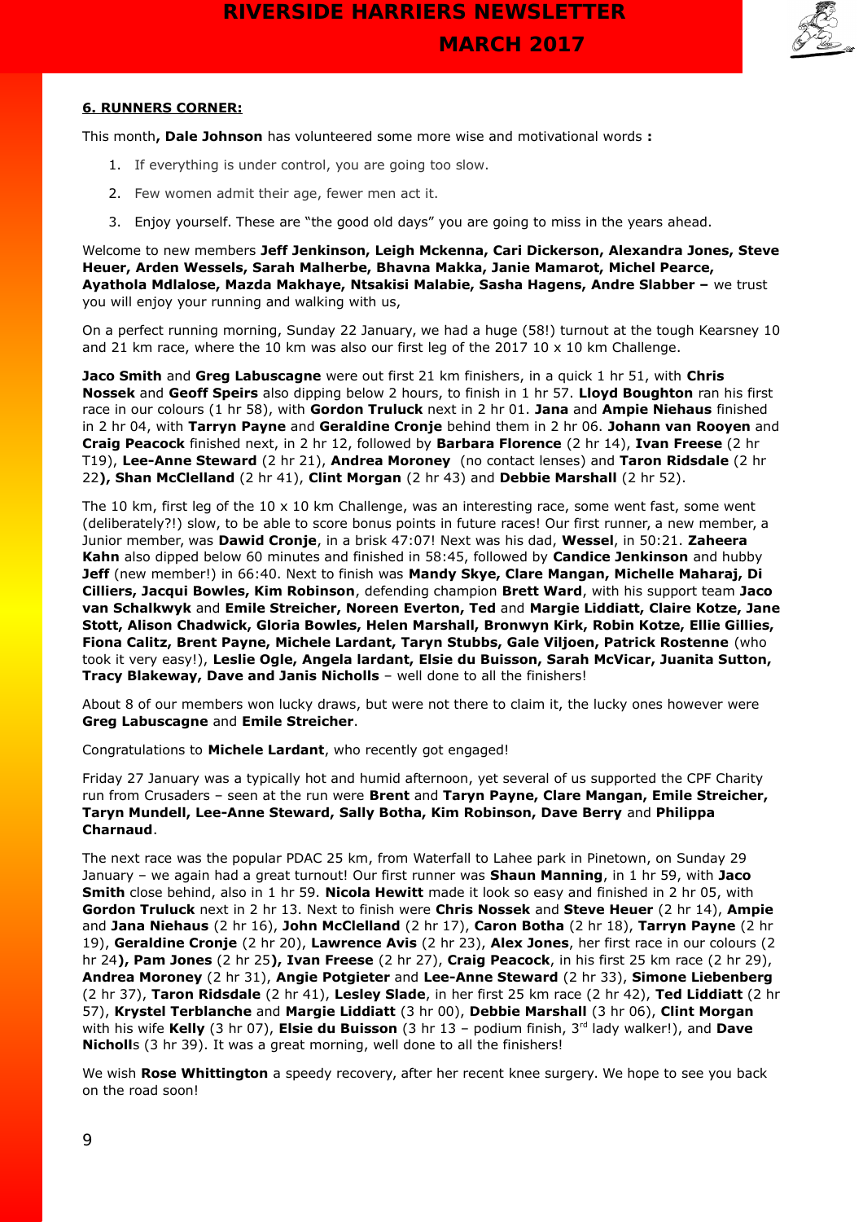## 6. RUNNERS CORNER:

This month**, Dale Johnson** has volunteered some more wise and motivational words **:**

1. If everything is under control, you are going too slow.
2. Few women admit their age, fewer men act it.
3. Enjoy yourself. These are "the good old days" you are going to miss in the years ahead.

Welcome to new members **Jeff Jenkinson, Leigh Mckenna, Cari Dickerson, Alexandra Jones, Steve Heuer, Arden Wessels, Sarah Malherbe, Bhavna Makka, Janie Mamarot, Michel Pearce, Ayathola Mdlalose, Mazda Makhaye, Ntsakisi Malabie, Sasha Hagens, Andre Slabber –** we trust you will enjoy your running and walking with us,

On a perfect running morning, Sunday 22 January, we had a huge (58!) turnout at the tough Kearsney 10 and 21 km race, where the 10 km was also our first leg of the 2017 10 x 10 km Challenge.

**Jaco Smith** and **Greg Labuscagne** were out first 21 km finishers, in a quick 1 hr 51, with **Chris Nossek** and **Geoff Speirs** also dipping below 2 hours, to finish in 1 hr 57. **Lloyd Boughton** ran his first race in our colours (1 hr 58), with **Gordon Truluck** next in 2 hr 01. **Jana** and **Ampie Niehaus** finished in 2 hr 04, with **Tarryn Payne** and **Geraldine Cronje** behind them in 2 hr 06. **Johann van Rooyen** and **Craig Peacock** finished next, in 2 hr 12, followed by **Barbara Florence** (2 hr 14), **Ivan Freese** (2 hr T19), **Lee-Anne Steward** (2 hr 21), **Andrea Moroney** (no contact lenses) and **Taron Ridsdale** (2 hr 22**), Shan McClelland** (2 hr 41), **Clint Morgan** (2 hr 43) and **Debbie Marshall** (2 hr 52).

The 10 km, first leg of the 10 x 10 km Challenge, was an interesting race, some went fast, some went (deliberately?!) slow, to be able to score bonus points in future races! Our first runner, a new member, a Junior member, was **Dawid Cronje**, in a brisk 47:07! Next was his dad, **Wessel**, in 50:21. **Zaheera Kahn** also dipped below 60 minutes and finished in 58:45, followed by **Candice Jenkinson** and hubby **Jeff** (new member!) in 66:40. Next to finish was **Mandy Skye, Clare Mangan, Michelle Maharaj, Di Cilliers, Jacqui Bowles, Kim Robinson**, defending champion **Brett Ward**, with his support team **Jaco van Schalkwyk** and **Emile Streicher, Noreen Everton, Ted** and **Margie Liddiatt, Claire Kotze, Jane Stott, Alison Chadwick, Gloria Bowles, Helen Marshall, Bronwyn Kirk, Robin Kotze, Ellie Gillies, Fiona Calitz, Brent Payne, Michele Lardant, Taryn Stubbs, Gale Viljoen, Patrick Rostenne** (who took it very easy!), **Leslie Ogle, Angela lardant, Elsie du Buisson, Sarah McVicar, Juanita Sutton, Tracy Blakeway, Dave and Janis Nicholls** – well done to all the finishers!

About 8 of our members won lucky draws, but were not there to claim it, the lucky ones however were **Greg Labuscagne** and **Emile Streicher**.

Congratulations to **Michele Lardant**, who recently got engaged!

Friday 27 January was a typically hot and humid afternoon, yet several of us supported the CPF Charity run from Crusaders – seen at the run were **Brent** and **Taryn Payne, Clare Mangan, Emile Streicher, Taryn Mundell, Lee-Anne Steward, Sally Botha, Kim Robinson, Dave Berry** and **Philippa Charnaud**.

The next race was the popular PDAC 25 km, from Waterfall to Lahee park in Pinetown, on Sunday 29 January – we again had a great turnout! Our first runner was **Shaun Manning**, in 1 hr 59, with **Jaco Smith** close behind, also in 1 hr 59. **Nicola Hewitt** made it look so easy and finished in 2 hr 05, with **Gordon Truluck** next in 2 hr 13. Next to finish were **Chris Nossek** and **Steve Heuer** (2 hr 14), **Ampie** and **Jana Niehaus** (2 hr 16), **John McClelland** (2 hr 17), **Caron Botha** (2 hr 18), **Tarryn Payne** (2 hr 19), **Geraldine Cronje** (2 hr 20), **Lawrence Avis** (2 hr 23), **Alex Jones**, her first race in our colours (2 hr 24**), Pam Jones** (2 hr 25**), Ivan Freese** (2 hr 27), **Craig Peacock**, in his first 25 km race (2 hr 29), **Andrea Moroney** (2 hr 31), **Angie Potgieter** and **Lee-Anne Steward** (2 hr 33), **Simone Liebenberg** (2 hr 37), **Taron Ridsdale** (2 hr 41), **Lesley Slade**, in her first 25 km race (2 hr 42), **Ted Liddiatt** (2 hr 57), **Krystel Terblanche** and **Margie Liddiatt** (3 hr 00), **Debbie Marshall** (3 hr 06), **Clint Morgan** with his wife **Kelly** (3 hr 07), **Elsie du Buisson** (3 hr 13 – podium finish, 3rd lady walker!), and **Dave Nicholl**s (3 hr 39). It was a great morning, well done to all the finishers!

We wish **Rose Whittington** a speedy recovery, after her recent knee surgery. We hope to see you back on the road soon!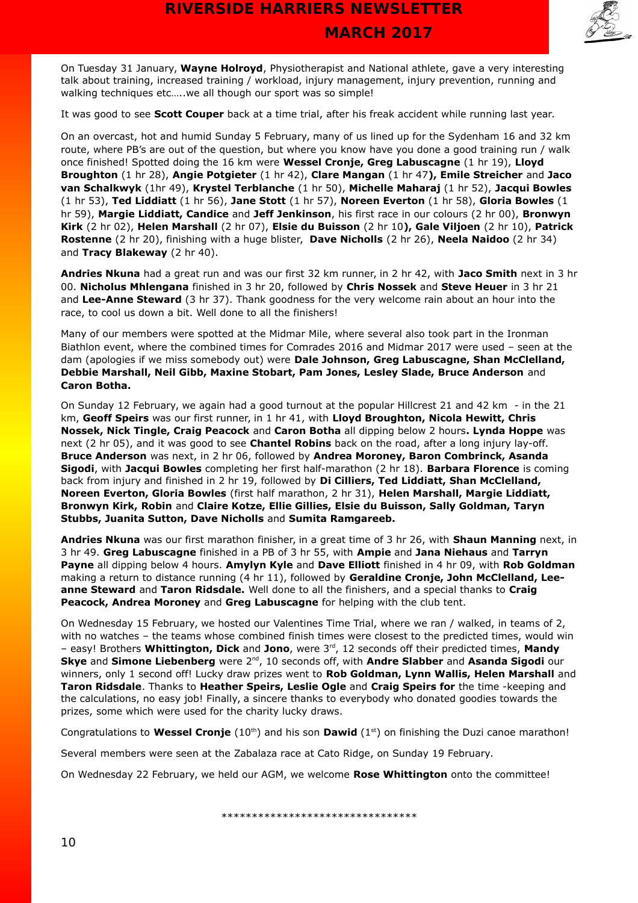On Tuesday 31 January, **Wayne Holroyd**, Physiotherapist and National athlete, gave a very interesting talk about training, increased training / workload, injury management, injury prevention, running and walking techniques etc…..we all though our sport was so simple!

It was good to see **Scott Couper** back at a time trial, after his freak accident while running last year.

On an overcast, hot and humid Sunday 5 February, many of us lined up for the Sydenham 16 and 32 km route, where PB's are out of the question, but where you know have you done a good training run / walk once finished! Spotted doing the 16 km were **Wessel Cronje, Greg Labuscagne** (1 hr 19), **Lloyd Broughton** (1 hr 28), **Angie Potgieter** (1 hr 42), **Clare Mangan** (1 hr 47**), Emile Streicher** and **Jaco van Schalkwyk** (1hr 49), **Krystel Terblanche** (1 hr 50), **Michelle Maharaj** (1 hr 52), **Jacqui Bowles** (1 hr 53), **Ted Liddiatt** (1 hr 56), **Jane Stott** (1 hr 57), **Noreen Everton** (1 hr 58), **Gloria Bowles** (1 hr 59), **Margie Liddiatt, Candice** and **Jeff Jenkinson**, his first race in our colours (2 hr 00), **Bronwyn Kirk** (2 hr 02), **Helen Marshall** (2 hr 07), **Elsie du Buisson** (2 hr 10**), Gale Viljoen** (2 hr 10), **Patrick Rostenne** (2 hr 20), finishing with a huge blister, **Dave Nicholls** (2 hr 26), **Neela Naidoo** (2 hr 34) and **Tracy Blakeway** (2 hr 40).

**Andries Nkuna** had a great run and was our first 32 km runner, in 2 hr 42, with **Jaco Smith** next in 3 hr 00. **Nicholus Mhlengana** finished in 3 hr 20, followed by **Chris Nossek** and **Steve Heuer** in 3 hr 21 and **Lee-Anne Steward** (3 hr 37). Thank goodness for the very welcome rain about an hour into the race, to cool us down a bit. Well done to all the finishers!

Many of our members were spotted at the Midmar Mile, where several also took part in the Ironman Biathlon event, where the combined times for Comrades 2016 and Midmar 2017 were used – seen at the dam (apologies if we miss somebody out) were **Dale Johnson, Greg Labuscagne, Shan McClelland, Debbie Marshall, Neil Gibb, Maxine Stobart, Pam Jones, Lesley Slade, Bruce Anderson** and **Caron Botha.**

On Sunday 12 February, we again had a good turnout at the popular Hillcrest 21 and 42 km - in the 21 km, **Geoff Speirs** was our first runner, in 1 hr 41, with **Lloyd Broughton, Nicola Hewitt, Chris Nossek, Nick Tingle, Craig Peacock** and **Caron Botha** all dipping below 2 hours**. Lynda Hoppe** was next (2 hr 05), and it was good to see **Chantel Robins** back on the road, after a long injury lay-off. **Bruce Anderson** was next, in 2 hr 06, followed by **Andrea Moroney, Baron Combrinck, Asanda Sigodi**, with **Jacqui Bowles** completing her first half-marathon (2 hr 18). **Barbara Florence** is coming back from injury and finished in 2 hr 19, followed by **Di Cilliers, Ted Liddiatt, Shan McClelland, Noreen Everton, Gloria Bowles** (first half marathon, 2 hr 31), **Helen Marshall, Margie Liddiatt, Bronwyn Kirk, Robin** and **Claire Kotze, Ellie Gillies, Elsie du Buisson, Sally Goldman, Taryn Stubbs, Juanita Sutton, Dave Nicholls** and **Sumita Ramgareeb.**

**Andries Nkuna** was our first marathon finisher, in a great time of 3 hr 26, with **Shaun Manning** next, in 3 hr 49. **Greg Labuscagne** finished in a PB of 3 hr 55, with **Ampie** and **Jana Niehaus** and **Tarryn Payne** all dipping below 4 hours. **Amylyn Kyle** and **Dave Elliott** finished in 4 hr 09, with **Rob Goldman** making a return to distance running (4 hr 11), followed by **Geraldine Cronje, John McClelland, Lee-anne Steward** and **Taron Ridsdale.** Well done to all the finishers, and a special thanks to **Craig Peacock, Andrea Moroney** and **Greg Labuscagne** for helping with the club tent.

On Wednesday 15 February, we hosted our Valentines Time Trial, where we ran / walked, in teams of 2, with no watches – the teams whose combined finish times were closest to the predicted times, would win – easy! Brothers **Whittington, Dick** and **Jono**, were 3rd, 12 seconds off their predicted times, **Mandy Skye** and **Simone Liebenberg** were 2nd, 10 seconds off, with **Andre Slabber** and **Asanda Sigodi** our winners, only 1 second off! Lucky draw prizes went to **Rob Goldman, Lynn Wallis, Helen Marshall** and **Taron Ridsdale**. Thanks to **Heather Speirs, Leslie Ogle** and **Craig Speirs for** the time -keeping and the calculations, no easy job! Finally, a sincere thanks to everybody who donated goodies towards the prizes, some which were used for the charity lucky draws.

Congratulations to **Wessel Cronje** (10th) and his son **Dawid** (1st) on finishing the Duzi canoe marathon!

Several members were seen at the Zabalaza race at Cato Ridge, on Sunday 19 February.

On Wednesday 22 February, we held our AGM, we welcome **Rose Whittington** onto the committee!

********************************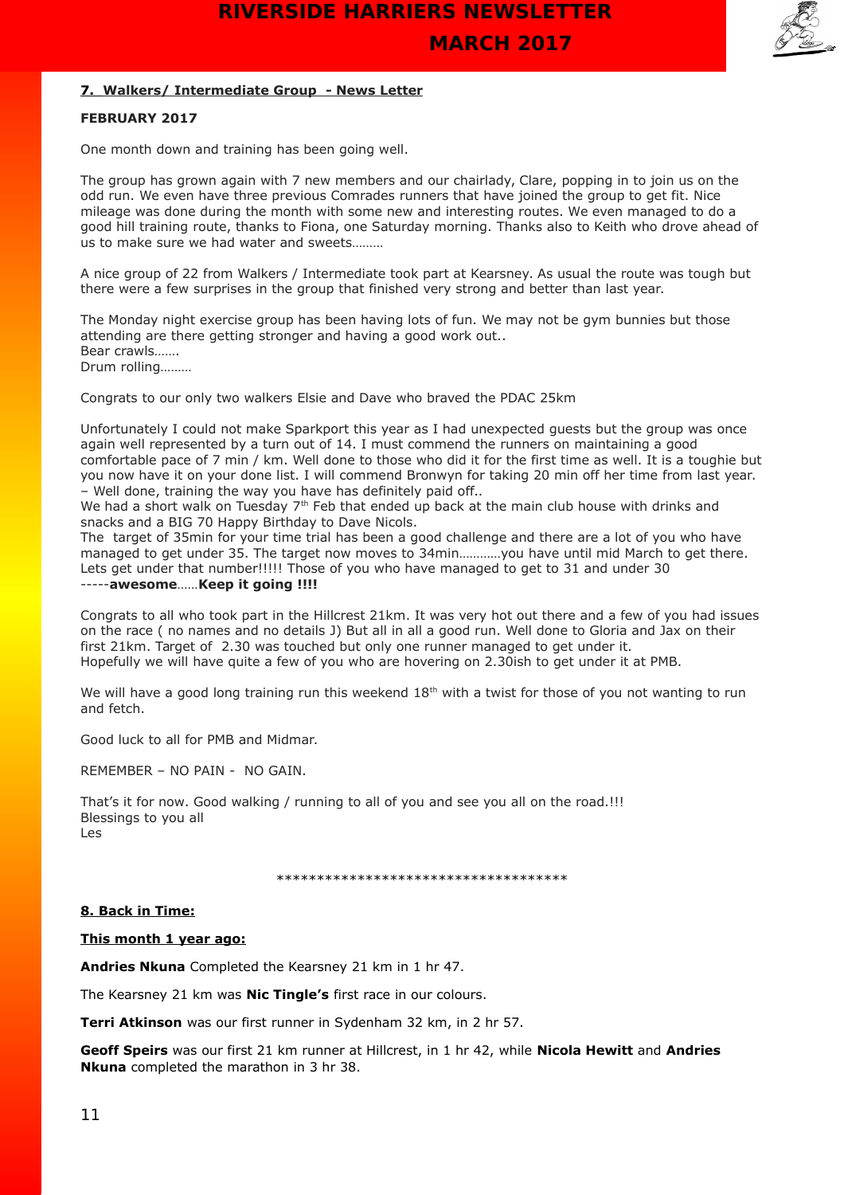## 7. Walkers/ Intermediate Group - News Letter

**FEBRUARY 2017**

One month down and training has been going well.

The group has grown again with 7 new members and our chairlady, Clare, popping in to join us on the odd run. We even have three previous Comrades runners that have joined the group to get fit. Nice mileage was done during the month with some new and interesting routes. We even managed to do a good hill training route, thanks to Fiona, one Saturday morning. Thanks also to Keith who drove ahead of us to make sure we had water and sweets………

A nice group of 22 from Walkers / Intermediate took part at Kearsney. As usual the route was tough but there were a few surprises in the group that finished very strong and better than last year.

The Monday night exercise group has been having lots of fun. We may not be gym bunnies but those attending are there getting stronger and having a good work out..
Bear crawls…….
Drum rolling………

Congrats to our only two walkers Elsie and Dave who braved the PDAC 25km

Unfortunately I could not make Sparkport this year as I had unexpected guests but the group was once again well represented by a turn out of 14. I must commend the runners on maintaining a good comfortable pace of 7 min / km. Well done to those who did it for the first time as well. It is a toughie but you now have it on your done list. I will commend Bronwyn for taking 20 min off her time from last year. – Well done, training the way you have has definitely paid off..
We had a short walk on Tuesday 7th Feb that ended up back at the main club house with drinks and snacks and a BIG 70 Happy Birthday to Dave Nicols.
The target of 35min for your time trial has been a good challenge and there are a lot of you who have managed to get under 35. The target now moves to 34min…………you have until mid March to get there. Lets get under that number!!!!! Those of you who have managed to get to 31 and under 30 -----**awesome**……**Keep it going !!!!**

Congrats to all who took part in the Hillcrest 21km. It was very hot out there and a few of you had issues on the race ( no names and no details J) But all in all a good run. Well done to Gloria and Jax on their first 21km. Target of 2.30 was touched but only one runner managed to get under it.
Hopefully we will have quite a few of you who are hovering on 2.30ish to get under it at PMB.

We will have a good long training run this weekend 18th with a twist for those of you not wanting to run and fetch.

Good luck to all for PMB and Midmar.

REMEMBER – NO PAIN - NO GAIN.

That's it for now. Good walking / running to all of you and see you all on the road.!!!
Blessings to you all
Les

\*\*\*\*\*\*\*\*\*\*\*\*\*\*\*\*\*\*\*\*\*\*\*\*\*\*\*\*\*\*\*\*\*\*\*\*

## 8. Back in Time:

**This month 1 year ago:**

**Andries Nkuna** Completed the Kearsney 21 km in 1 hr 47.

The Kearsney 21 km was **Nic Tingle's** first race in our colours.

**Terri Atkinson** was our first runner in Sydenham 32 km, in 2 hr 57.

**Geoff Speirs** was our first 21 km runner at Hillcrest, in 1 hr 42, while **Nicola Hewitt** and **Andries Nkuna** completed the marathon in 3 hr 38.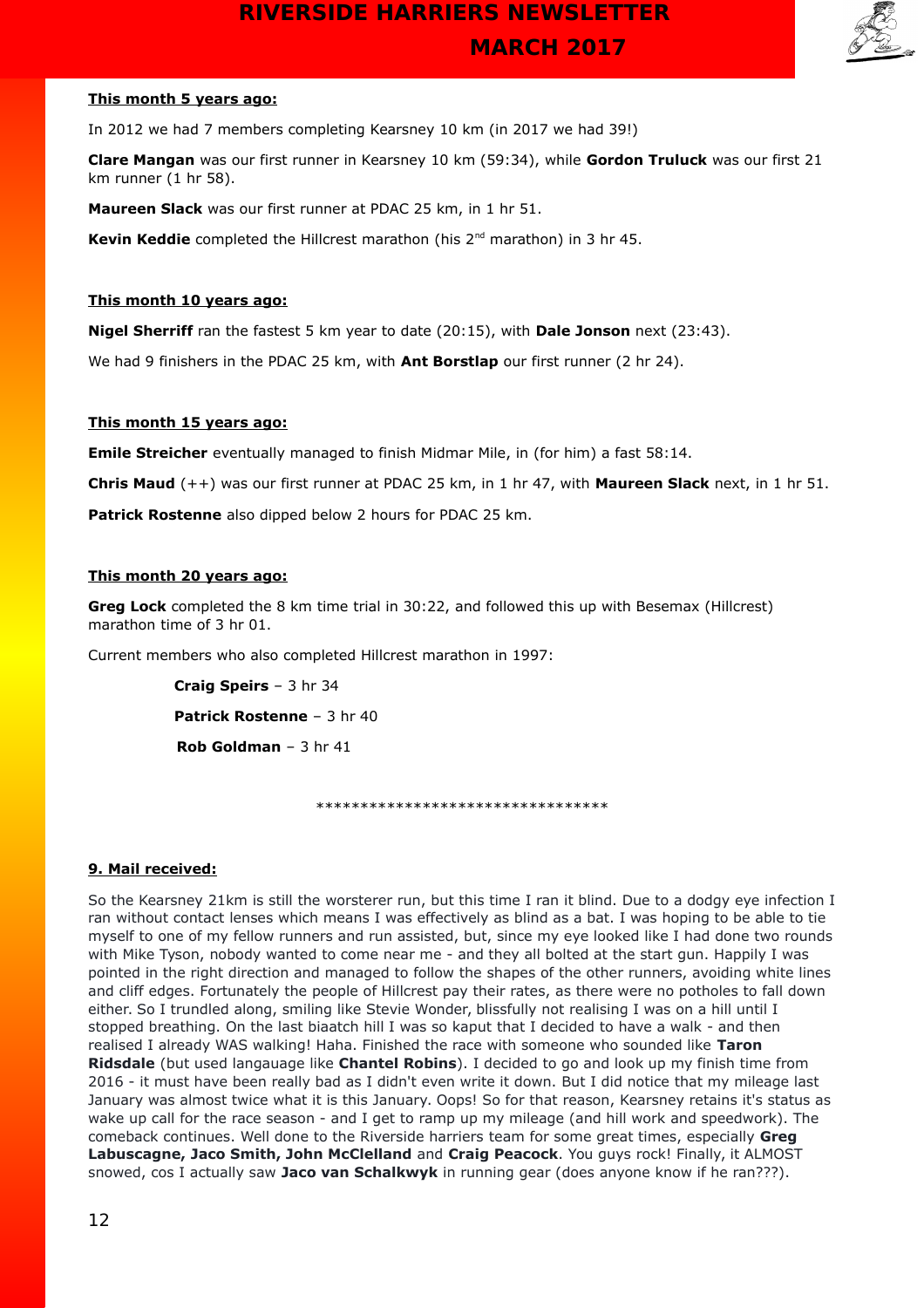**This month 5 years ago:**

In 2012 we had 7 members completing Kearsney 10 km (in 2017 we had 39!)

**Clare Mangan** was our first runner in Kearsney 10 km (59:34), while **Gordon Truluck** was our first 21 km runner (1 hr 58).

**Maureen Slack** was our first runner at PDAC 25 km, in 1 hr 51.

**Kevin Keddie** completed the Hillcrest marathon (his 2nd marathon) in 3 hr 45.

**This month 10 years ago:**

**Nigel Sherriff** ran the fastest 5 km year to date (20:15), with **Dale Jonson** next (23:43).

We had 9 finishers in the PDAC 25 km, with **Ant Borstlap** our first runner (2 hr 24).

**This month 15 years ago:**

**Emile Streicher** eventually managed to finish Midmar Mile, in (for him) a fast 58:14.

**Chris Maud** (++) was our first runner at PDAC 25 km, in 1 hr 47, with **Maureen Slack** next, in 1 hr 51.

**Patrick Rostenne** also dipped below 2 hours for PDAC 25 km.

**This month 20 years ago:**

**Greg Lock** completed the 8 km time trial in 30:22, and followed this up with Besemax (Hillcrest) marathon time of 3 hr 01.

Current members who also completed Hillcrest marathon in 1997:

**Craig Speirs** – 3 hr 34

**Patrick Rostenne** – 3 hr 40

**Rob Goldman** – 3 hr 41

*********************************

**9. Mail received:**

So the Kearsney 21km is still the worsterer run, but this time I ran it blind. Due to a dodgy eye infection I ran without contact lenses which means I was effectively as blind as a bat. I was hoping to be able to tie myself to one of my fellow runners and run assisted, but, since my eye looked like I had done two rounds with Mike Tyson, nobody wanted to come near me - and they all bolted at the start gun. Happily I was pointed in the right direction and managed to follow the shapes of the other runners, avoiding white lines and cliff edges. Fortunately the people of Hillcrest pay their rates, as there were no potholes to fall down either. So I trundled along, smiling like Stevie Wonder, blissfully not realising I was on a hill until I stopped breathing. On the last biaatch hill I was so kaputt that I decided to have a walk - and then realised I already WAS walking! Haha. Finished the race with someone who sounded like **Taron Ridsdale** (but used langauage like **Chantel Robins**). I decided to go and look up my finish time from 2016 - it must have been really bad as I didn't even write it down. But I did notice that my mileage last January was almost twice what it is this January. Oops! So for that reason, Kearsney retains it's status as wake up call for the race season - and I get to ramp up my mileage (and hill work and speedwork). The comeback continues. Well done to the Riverside harriers team for some great times, especially **Greg Labuscagne, Jaco Smith, John McClelland** and **Craig Peacock**. You guys rock! Finally, it ALMOST snowed, cos I actually saw **Jaco van Schalkwyk** in running gear (does anyone know if he ran???).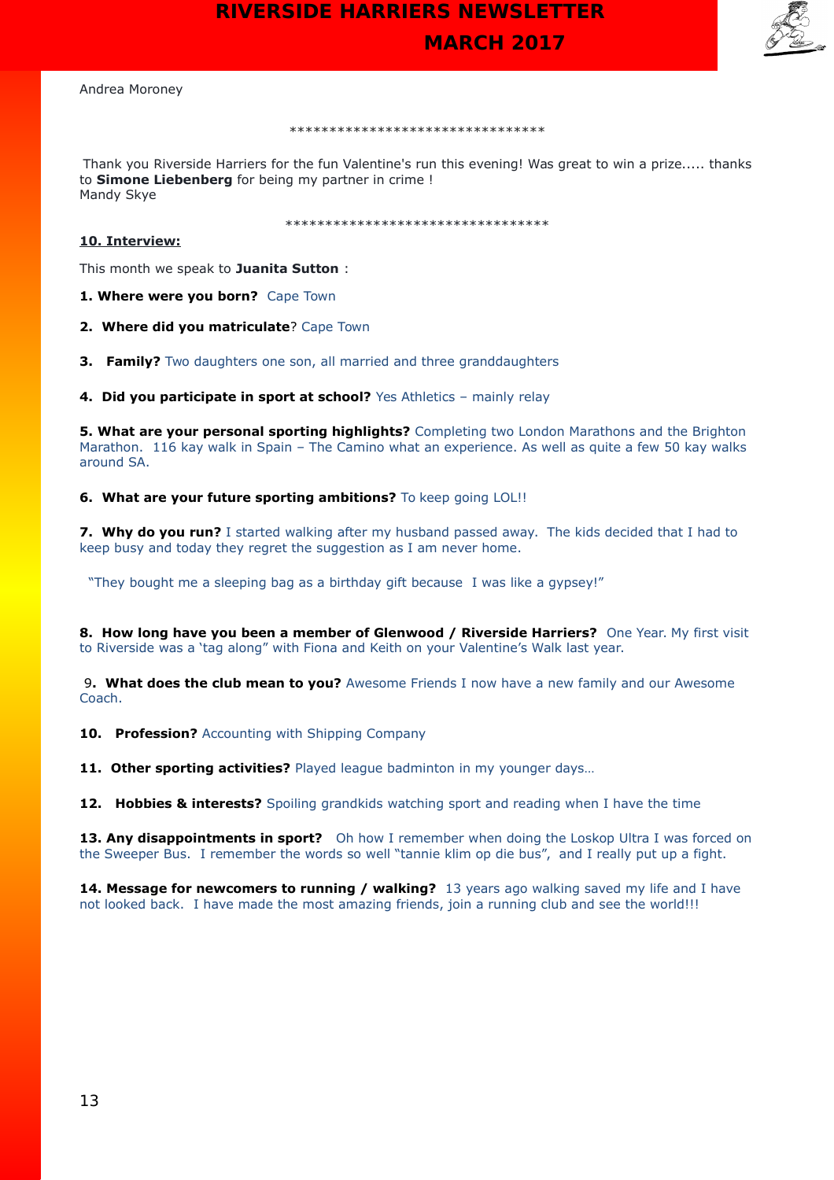Andrea Moroney

\*\*\*\*\*\*\*\*\*\*\*\*\*\*\*\*\*\*\*\*\*\*\*\*\*\*\*\*\*\*\*\*

Thank you Riverside Harriers for the fun Valentine's run this evening! Was great to win a prize..... thanks to **Simone Liebenberg** for being my partner in crime !
Mandy Skye

\*\*\*\*\*\*\*\*\*\*\*\*\*\*\*\*\*\*\*\*\*\*\*\*\*\*\*\*\*\*\*\*\*

**10. Interview:**

This month we speak to **Juanita Sutton** :

**1. Where were you born?** Cape Town

**2. Where did you matriculate**? Cape Town

**3. Family?** Two daughters one son, all married and three granddaughters

**4. Did you participate in sport at school?** Yes Athletics – mainly relay

**5. What are your personal sporting highlights?** Completing two London Marathons and the Brighton Marathon. 116 kay walk in Spain – The Camino what an experience. As well as quite a few 50 kay walks around SA.

**6. What are your future sporting ambitions?** To keep going LOL!!

**7. Why do you run?** I started walking after my husband passed away. The kids decided that I had to keep busy and today they regret the suggestion as I am never home.

"They bought me a sleeping bag as a birthday gift because I was like a gypsey!"

**8. How long have you been a member of Glenwood / Riverside Harriers?** One Year. My first visit to Riverside was a 'tag along" with Fiona and Keith on your Valentine's Walk last year.

9**. What does the club mean to you?** Awesome Friends I now have a new family and our Awesome Coach.

**10. Profession?** Accounting with Shipping Company

**11. Other sporting activities?** Played league badminton in my younger days…

**12. Hobbies & interests?** Spoiling grandkids watching sport and reading when I have the time

**13. Any disappointments in sport?** Oh how I remember when doing the Loskop Ultra I was forced on the Sweeper Bus. I remember the words so well "tannie klim op die bus", and I really put up a fight.

**14. Message for newcomers to running / walking?** 13 years ago walking saved my life and I have not looked back. I have made the most amazing friends, join a running club and see the world!!!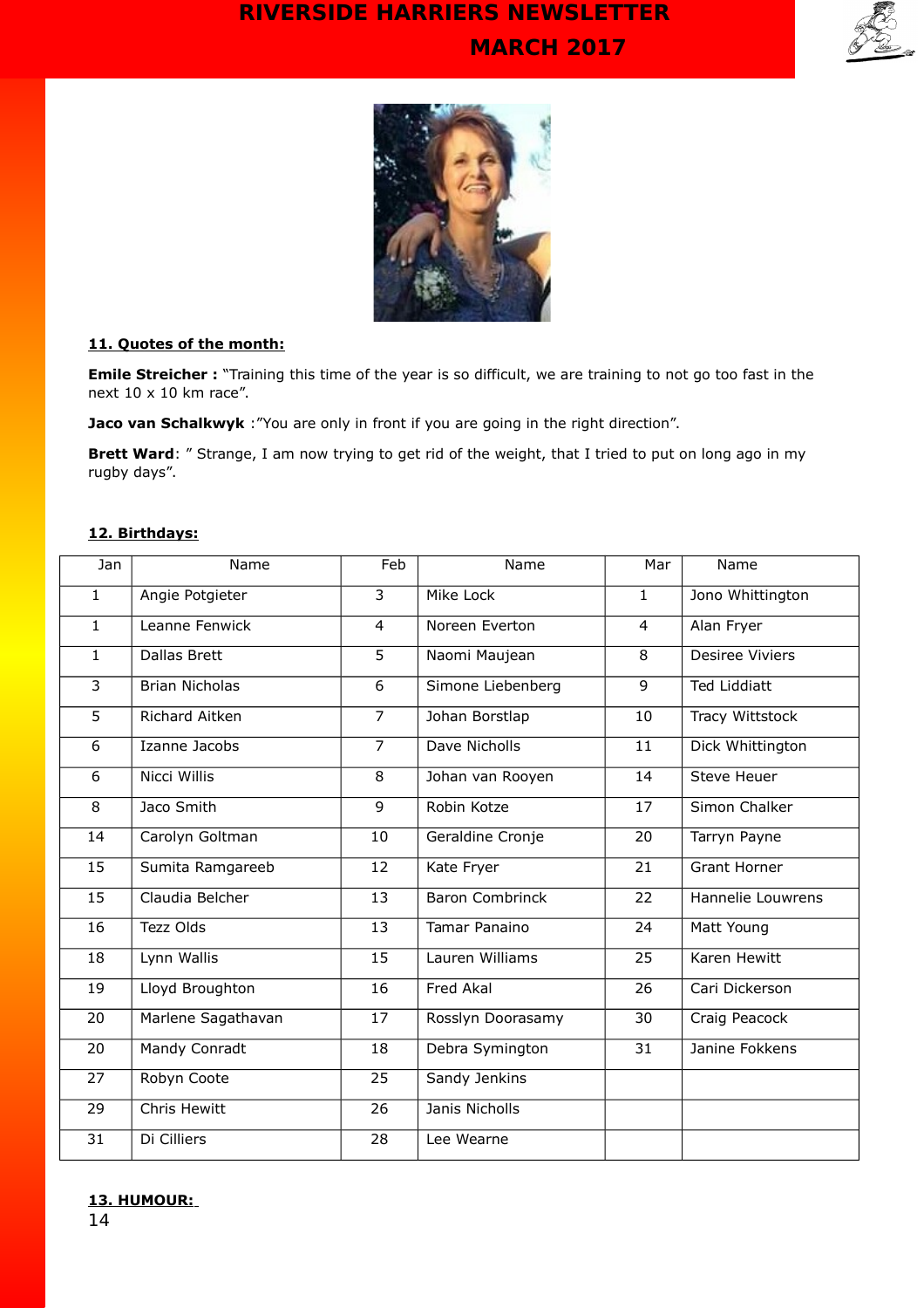**11. Quotes of the month:**

**Emile Streicher :** "Training this time of the year is so difficult, we are training to not go too fast in the next 10 x 10 km race".

**Jaco van Schalkwyk** :"You are only in front if you are going in the right direction".

**Brett Ward**: " Strange, I am now trying to get rid of the weight, that I tried to put on long ago in my rugby days".

**12. Birthdays:**

| Jan | Name | Feb | Name | Mar | Name |
|---|---|---|---|---|---|
| 1 | Angie Potgieter | 3 | Mike Lock | 1 | Jono Whittington |
| 1 | Leanne Fenwick | 4 | Noreen Everton | 4 | Alan Fryer |
| 1 | Dallas Brett | 5 | Naomi Maujean | 8 | Desiree Viviers |
| 3 | Brian Nicholas | 6 | Simone Liebenberg | 9 | Ted Liddiatt |
| 5 | Richard Aitken | 7 | Johan Borstlap | 10 | Tracy Wittstock |
| 6 | Izanne Jacobs | 7 | Dave Nicholls | 11 | Dick Whittington |
| 6 | Nicci Willis | 8 | Johan van Rooyen | 14 | Steve Heuer |
| 8 | Jaco Smith | 9 | Robin Kotze | 17 | Simon Chalker |
| 14 | Carolyn Goltman | 10 | Geraldine Cronje | 20 | Tarryn Payne |
| 15 | Sumita Ramgareeb | 12 | Kate Fryer | 21 | Grant Horner |
| 15 | Claudia Belcher | 13 | Baron Combrinck | 22 | Hannelie Louwrens |
| 16 | Tezz Olds | 13 | Tamar Panaino | 24 | Matt Young |
| 18 | Lynn Wallis | 15 | Lauren Williams | 25 | Karen Hewitt |
| 19 | Lloyd Broughton | 16 | Fred Akal | 26 | Cari Dickerson |
| 20 | Marlene Sagathavan | 17 | Rosslyn Doorasamy | 30 | Craig Peacock |
| 20 | Mandy Conradt | 18 | Debra Symington | 31 | Janine Fokkens |
| 27 | Robyn Coote | 25 | Sandy Jenkins | | |
| 29 | Chris Hewitt | 26 | Janis Nicholls | | |
| 31 | Di Cilliers | 28 | Lee Wearne | | |

**13. HUMOUR:**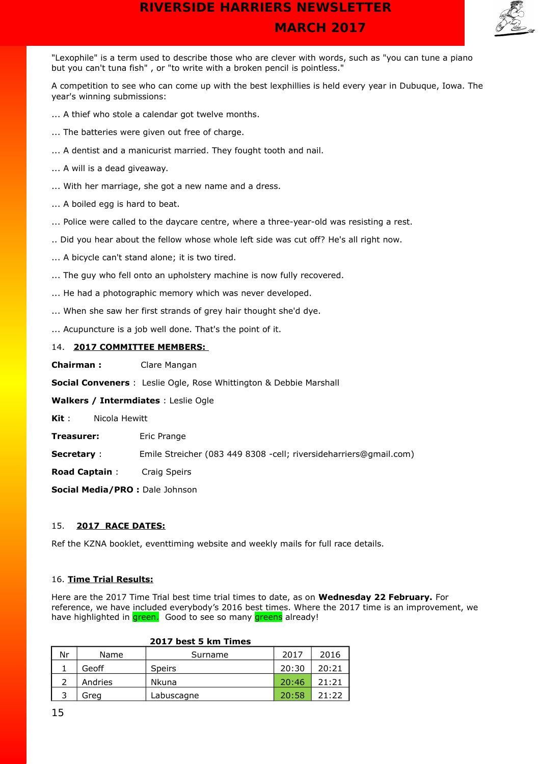"Lexophile" is a term used to describe those who are clever with words, such as "you can tune a piano but you can't tuna fish" , or "to write with a broken pencil is pointless."

A competition to see who can come up with the best lexphillies is held every year in Dubuque, Iowa. The year's winning submissions:

... A thief who stole a calendar got twelve months.

... The batteries were given out free of charge.

... A dentist and a manicurist married. They fought tooth and nail.

... A will is a dead giveaway.

... With her marriage, she got a new name and a dress.

... A boiled egg is hard to beat.

... Police were called to the daycare centre, where a three-year-old was resisting a rest.

.. Did you hear about the fellow whose whole left side was cut off? He's all right now.

... A bicycle can't stand alone; it is two tired.

... The guy who fell onto an upholstery machine is now fully recovered.

... He had a photographic memory which was never developed.

... When she saw her first strands of grey hair thought she'd dye.

... Acupuncture is a job well done. That's the point of it.

14. **2017 COMMITTEE MEMBERS:**

**Chairman :** Clare Mangan

**Social Conveners** : Leslie Ogle, Rose Whittington & Debbie Marshall

**Walkers / Intermdiates** : Leslie Ogle

**Kit** : Nicola Hewitt

**Treasurer:** Eric Prange

**Secretary** : Emile Streicher (083 449 8308 -cell; riversideharriers@gmail.com)

**Road Captain** : Craig Speirs

**Social Media/PRO :** Dale Johnson

15. **2017 RACE DATES:**

Ref the KZNA booklet, eventtiming website and weekly mails for full race details.

16. **Time Trial Results:**

Here are the 2017 Time Trial best time trial times to date, as on **Wednesday 22 February.** For reference, we have included everybody's 2016 best times. Where the 2017 time is an improvement, we have highlighted in green. Good to see so many greens already!

**2017 best 5 km Times**

| Nr | Name | Surname | 2017 | 2016 |
|---|---|---|---|---|
| 1 | Geoff | Speirs | 20:30 | 20:21 |
| 2 | Andries | Nkuna | 20:46 | 21:21 |
| 3 | Greg | Labuscagne | 20:58 | 21:22 |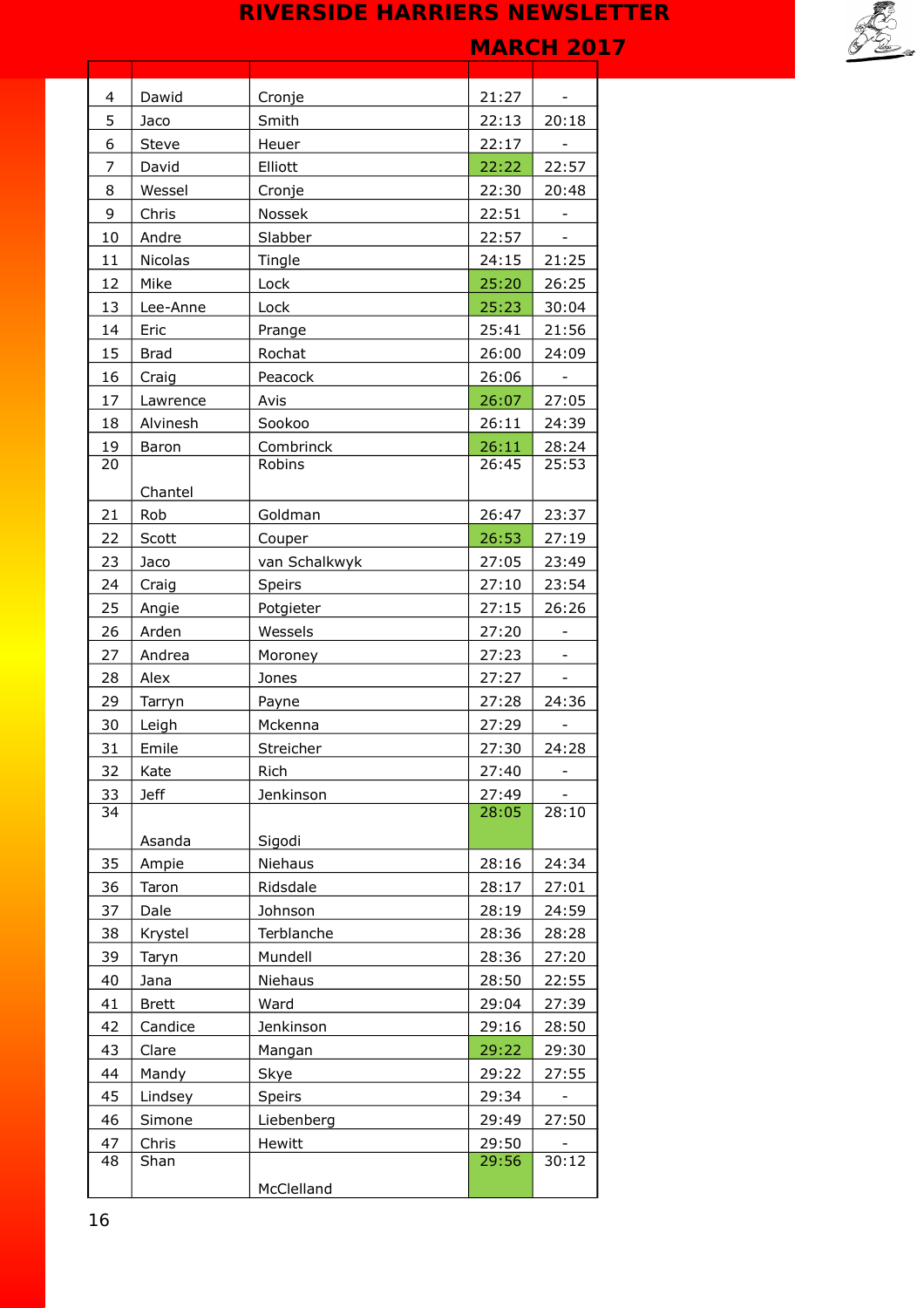| | | | | |
|---|---|---|---|---|
| 4 | Dawid | Cronje | 21:27 | - |
| 5 | Jaco | Smith | 22:13 | 20:18 |
| 6 | Steve | Heuer | 22:17 | - |
| 7 | David | Elliott | 22:22 | 22:57 |
| 8 | Wessel | Cronje | 22:30 | 20:48 |
| 9 | Chris | Nossek | 22:51 | - |
| 10 | Andre | Slabber | 22:57 | - |
| 11 | Nicolas | Tingle | 24:15 | 21:25 |
| 12 | Mike | Lock | 25:20 | 26:25 |
| 13 | Lee-Anne | Lock | 25:23 | 30:04 |
| 14 | Eric | Prange | 25:41 | 21:56 |
| 15 | Brad | Rochat | 26:00 | 24:09 |
| 16 | Craig | Peacock | 26:06 | - |
| 17 | Lawrence | Avis | 26:07 | 27:05 |
| 18 | Alvinesh | Sookoo | 26:11 | 24:39 |
| 19 | Baron | Combrinck | 26:11 | 28:24 |
| 20 | Chantel | Robins | 26:45 | 25:53 |
| 21 | Rob | Goldman | 26:47 | 23:37 |
| 22 | Scott | Couper | 26:53 | 27:19 |
| 23 | Jaco | van Schalkwyk | 27:05 | 23:49 |
| 24 | Craig | Speirs | 27:10 | 23:54 |
| 25 | Angie | Potgieter | 27:15 | 26:26 |
| 26 | Arden | Wessels | 27:20 | - |
| 27 | Andrea | Moroney | 27:23 | - |
| 28 | Alex | Jones | 27:27 | - |
| 29 | Tarryn | Payne | 27:28 | 24:36 |
| 30 | Leigh | Mckenna | 27:29 | - |
| 31 | Emile | Streicher | 27:30 | 24:28 |
| 32 | Kate | Rich | 27:40 | - |
| 33 | Jeff | Jenkinson | 27:49 | - |
| 34 | Asanda | Sigodi | 28:05 | 28:10 |
| 35 | Ampie | Niehaus | 28:16 | 24:34 |
| 36 | Taron | Ridsdale | 28:17 | 27:01 |
| 37 | Dale | Johnson | 28:19 | 24:59 |
| 38 | Krystel | Terblanche | 28:36 | 28:28 |
| 39 | Taryn | Mundell | 28:36 | 27:20 |
| 40 | Jana | Niehaus | 28:50 | 22:55 |
| 41 | Brett | Ward | 29:04 | 27:39 |
| 42 | Candice | Jenkinson | 29:16 | 28:50 |
| 43 | Clare | Mangan | 29:22 | 29:30 |
| 44 | Mandy | Skye | 29:22 | 27:55 |
| 45 | Lindsey | Speirs | 29:34 | - |
| 46 | Simone | Liebenberg | 29:49 | 27:50 |
| 47 | Chris | Hewitt | 29:50 | - |
| 48 | Shan | McClelland | 29:56 | 30:12 |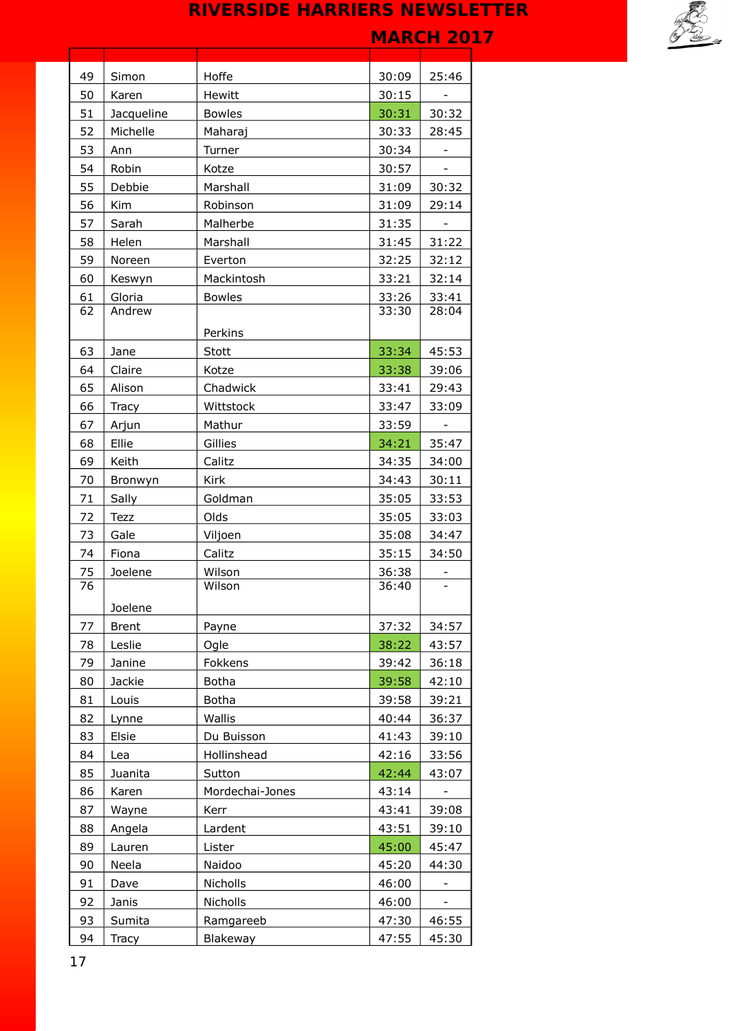| | | | | |
|---|---|---|---|---|
| 49 | Simon | Hoffe | 30:09 | 25:46 |
| 50 | Karen | Hewitt | 30:15 | - |
| 51 | Jacqueline | Bowles | 30:31 | 30:32 |
| 52 | Michelle | Maharaj | 30:33 | 28:45 |
| 53 | Ann | Turner | 30:34 | - |
| 54 | Robin | Kotze | 30:57 | - |
| 55 | Debbie | Marshall | 31:09 | 30:32 |
| 56 | Kim | Robinson | 31:09 | 29:14 |
| 57 | Sarah | Malherbe | 31:35 | - |
| 58 | Helen | Marshall | 31:45 | 31:22 |
| 59 | Noreen | Everton | 32:25 | 32:12 |
| 60 | Keswyn | Mackintosh | 33:21 | 32:14 |
| 61 | Gloria | Bowles | 33:26 | 33:41 |
| 62 | Andrew | Perkins | 33:30 | 28:04 |
| 63 | Jane | Stott | 33:34 | 45:53 |
| 64 | Claire | Kotze | 33:38 | 39:06 |
| 65 | Alison | Chadwick | 33:41 | 29:43 |
| 66 | Tracy | Wittstock | 33:47 | 33:09 |
| 67 | Arjun | Mathur | 33:59 | - |
| 68 | Ellie | Gillies | 34:21 | 35:47 |
| 69 | Keith | Calitz | 34:35 | 34:00 |
| 70 | Bronwyn | Kirk | 34:43 | 30:11 |
| 71 | Sally | Goldman | 35:05 | 33:53 |
| 72 | Tezz | Olds | 35:05 | 33:03 |
| 73 | Gale | Viljoen | 35:08 | 34:47 |
| 74 | Fiona | Calitz | 35:15 | 34:50 |
| 75 | Joelene | Wilson | 36:38 | - |
| 76 | Joelene | Wilson | 36:40 | - |
| 77 | Brent | Payne | 37:32 | 34:57 |
| 78 | Leslie | Ogle | 38:22 | 43:57 |
| 79 | Janine | Fokkens | 39:42 | 36:18 |
| 80 | Jackie | Botha | 39:58 | 42:10 |
| 81 | Louis | Botha | 39:58 | 39:21 |
| 82 | Lynne | Wallis | 40:44 | 36:37 |
| 83 | Elsie | Du Buisson | 41:43 | 39:10 |
| 84 | Lea | Hollinshead | 42:16 | 33:56 |
| 85 | Juanita | Sutton | 42:44 | 43:07 |
| 86 | Karen | Mordechai-Jones | 43:14 | - |
| 87 | Wayne | Kerr | 43:41 | 39:08 |
| 88 | Angela | Lardent | 43:51 | 39:10 |
| 89 | Lauren | Lister | 45:00 | 45:47 |
| 90 | Neela | Naidoo | 45:20 | 44:30 |
| 91 | Dave | Nicholls | 46:00 | - |
| 92 | Janis | Nicholls | 46:00 | - |
| 93 | Sumita | Ramgareeb | 47:30 | 46:55 |
| 94 | Tracy | Blakeway | 47:55 | 45:30 |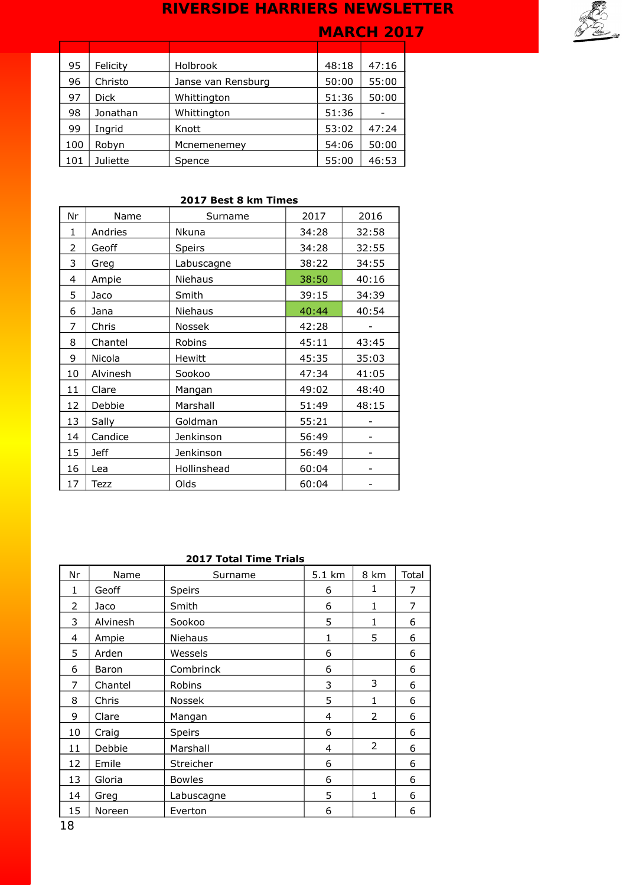| | | | | |
|---|---|---|---|---|
| 95 | Felicity | Holbrook | 48:18 | 47:16 |
| 96 | Christo | Janse van Rensburg | 50:00 | 55:00 |
| 97 | Dick | Whittington | 51:36 | 50:00 |
| 98 | Jonathan | Whittington | 51:36 | - |
| 99 | Ingrid | Knott | 53:02 | 47:24 |
| 100 | Robyn | Mcnemenemey | 54:06 | 50:00 |
| 101 | Juliette | Spence | 55:00 | 46:53 |

**2017 Best 8 km Times**

| Nr | Name | Surname | 2017 | 2016 |
|---|---|---|---|---|
| 1 | Andries | Nkuna | 34:28 | 32:58 |
| 2 | Geoff | Speirs | 34:28 | 32:55 |
| 3 | Greg | Labuscagne | 38:22 | 34:55 |
| 4 | Ampie | Niehaus | 38:50 | 40:16 |
| 5 | Jaco | Smith | 39:15 | 34:39 |
| 6 | Jana | Niehaus | 40:44 | 40:54 |
| 7 | Chris | Nossek | 42:28 | - |
| 8 | Chantel | Robins | 45:11 | 43:45 |
| 9 | Nicola | Hewitt | 45:35 | 35:03 |
| 10 | Alvinesh | Sookoo | 47:34 | 41:05 |
| 11 | Clare | Mangan | 49:02 | 48:40 |
| 12 | Debbie | Marshall | 51:49 | 48:15 |
| 13 | Sally | Goldman | 55:21 | - |
| 14 | Candice | Jenkinson | 56:49 | - |
| 15 | Jeff | Jenkinson | 56:49 | - |
| 16 | Lea | Hollinshead | 60:04 | - |
| 17 | Tezz | Olds | 60:04 | - |

**2017 Total Time Trials**

| Nr | Name | Surname | 5.1 km | 8 km | Total |
|---|---|---|---|---|---|
| 1 | Geoff | Speirs | 6 | 1 | 7 |
| 2 | Jaco | Smith | 6 | 1 | 7 |
| 3 | Alvinesh | Sookoo | 5 | 1 | 6 |
| 4 | Ampie | Niehaus | 1 | 5 | 6 |
| 5 | Arden | Wessels | 6 | | 6 |
| 6 | Baron | Combrinck | 6 | | 6 |
| 7 | Chantel | Robins | 3 | 3 | 6 |
| 8 | Chris | Nossek | 5 | 1 | 6 |
| 9 | Clare | Mangan | 4 | 2 | 6 |
| 10 | Craig | Speirs | 6 | | 6 |
| 11 | Debbie | Marshall | 4 | 2 | 6 |
| 12 | Emile | Streicher | 6 | | 6 |
| 13 | Gloria | Bowles | 6 | | 6 |
| 14 | Greg | Labuscagne | 5 | 1 | 6 |
| 15 | Noreen | Everton | 6 | | 6 |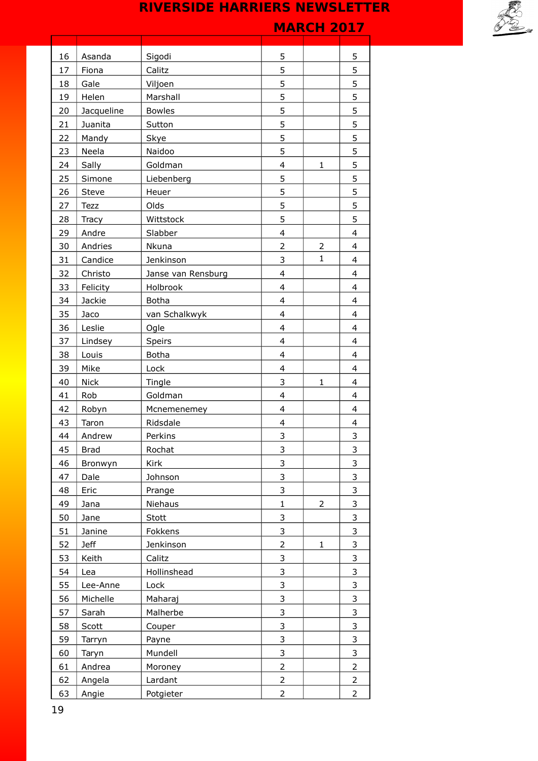| | | | | | |
|---|---|---|---|---|---|
| 16 | Asanda | Sigodi | 5 | | 5 |
| 17 | Fiona | Calitz | 5 | | 5 |
| 18 | Gale | Viljoen | 5 | | 5 |
| 19 | Helen | Marshall | 5 | | 5 |
| 20 | Jacqueline | Bowles | 5 | | 5 |
| 21 | Juanita | Sutton | 5 | | 5 |
| 22 | Mandy | Skye | 5 | | 5 |
| 23 | Neela | Naidoo | 5 | | 5 |
| 24 | Sally | Goldman | 4 | 1 | 5 |
| 25 | Simone | Liebenberg | 5 | | 5 |
| 26 | Steve | Heuer | 5 | | 5 |
| 27 | Tezz | Olds | 5 | | 5 |
| 28 | Tracy | Wittstock | 5 | | 5 |
| 29 | Andre | Slabber | 4 | | 4 |
| 30 | Andries | Nkuna | 2 | 2 | 4 |
| 31 | Candice | Jenkinson | 3 | 1 | 4 |
| 32 | Christo | Janse van Rensburg | 4 | | 4 |
| 33 | Felicity | Holbrook | 4 | | 4 |
| 34 | Jackie | Botha | 4 | | 4 |
| 35 | Jaco | van Schalkwyk | 4 | | 4 |
| 36 | Leslie | Ogle | 4 | | 4 |
| 37 | Lindsey | Speirs | 4 | | 4 |
| 38 | Louis | Botha | 4 | | 4 |
| 39 | Mike | Lock | 4 | | 4 |
| 40 | Nick | Tingle | 3 | 1 | 4 |
| 41 | Rob | Goldman | 4 | | 4 |
| 42 | Robyn | Mcnemenemey | 4 | | 4 |
| 43 | Taron | Ridsdale | 4 | | 4 |
| 44 | Andrew | Perkins | 3 | | 3 |
| 45 | Brad | Rochat | 3 | | 3 |
| 46 | Bronwyn | Kirk | 3 | | 3 |
| 47 | Dale | Johnson | 3 | | 3 |
| 48 | Eric | Prange | 3 | | 3 |
| 49 | Jana | Niehaus | 1 | 2 | 3 |
| 50 | Jane | Stott | 3 | | 3 |
| 51 | Janine | Fokkens | 3 | | 3 |
| 52 | Jeff | Jenkinson | 2 | 1 | 3 |
| 53 | Keith | Calitz | 3 | | 3 |
| 54 | Lea | Hollinshead | 3 | | 3 |
| 55 | Lee-Anne | Lock | 3 | | 3 |
| 56 | Michelle | Maharaj | 3 | | 3 |
| 57 | Sarah | Malherbe | 3 | | 3 |
| 58 | Scott | Couper | 3 | | 3 |
| 59 | Tarryn | Payne | 3 | | 3 |
| 60 | Taryn | Mundell | 3 | | 3 |
| 61 | Andrea | Moroney | 2 | | 2 |
| 62 | Angela | Lardant | 2 | | 2 |
| 63 | Angie | Potgieter | 2 | | 2 |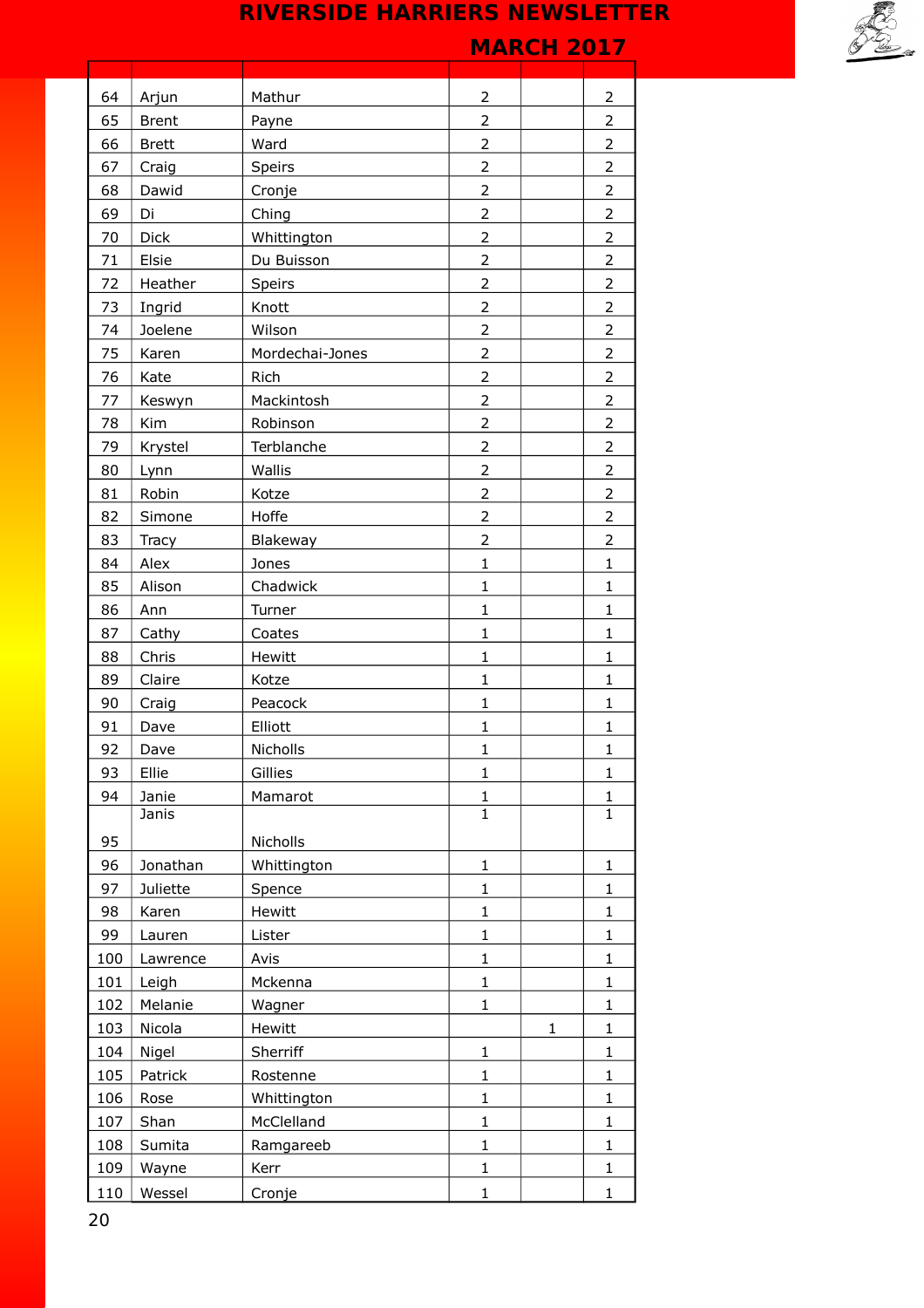| | | | | | |
|---|---|---|---|---|---|
| 64 | Arjun | Mathur | 2 | | 2 |
| 65 | Brent | Payne | 2 | | 2 |
| 66 | Brett | Ward | 2 | | 2 |
| 67 | Craig | Speirs | 2 | | 2 |
| 68 | Dawid | Cronje | 2 | | 2 |
| 69 | Di | Ching | 2 | | 2 |
| 70 | Dick | Whittington | 2 | | 2 |
| 71 | Elsie | Du Buisson | 2 | | 2 |
| 72 | Heather | Speirs | 2 | | 2 |
| 73 | Ingrid | Knott | 2 | | 2 |
| 74 | Joelene | Wilson | 2 | | 2 |
| 75 | Karen | Mordechai-Jones | 2 | | 2 |
| 76 | Kate | Rich | 2 | | 2 |
| 77 | Keswyn | Mackintosh | 2 | | 2 |
| 78 | Kim | Robinson | 2 | | 2 |
| 79 | Krystel | Terblanche | 2 | | 2 |
| 80 | Lynn | Wallis | 2 | | 2 |
| 81 | Robin | Kotze | 2 | | 2 |
| 82 | Simone | Hoffe | 2 | | 2 |
| 83 | Tracy | Blakeway | 2 | | 2 |
| 84 | Alex | Jones | 1 | | 1 |
| 85 | Alison | Chadwick | 1 | | 1 |
| 86 | Ann | Turner | 1 | | 1 |
| 87 | Cathy | Coates | 1 | | 1 |
| 88 | Chris | Hewitt | 1 | | 1 |
| 89 | Claire | Kotze | 1 | | 1 |
| 90 | Craig | Peacock | 1 | | 1 |
| 91 | Dave | Elliott | 1 | | 1 |
| 92 | Dave | Nicholls | 1 | | 1 |
| 93 | Ellie | Gillies | 1 | | 1 |
| 94 | Janie | Mamarot | 1 | | 1 |
| 95 | Janis | Nicholls | 1 | | 1 |
| 96 | Jonathan | Whittington | 1 | | 1 |
| 97 | Juliette | Spence | 1 | | 1 |
| 98 | Karen | Hewitt | 1 | | 1 |
| 99 | Lauren | Lister | 1 | | 1 |
| 100 | Lawrence | Avis | 1 | | 1 |
| 101 | Leigh | Mckenna | 1 | | 1 |
| 102 | Melanie | Wagner | 1 | | 1 |
| 103 | Nicola | Hewitt | | 1 | 1 |
| 104 | Nigel | Sherriff | 1 | | 1 |
| 105 | Patrick | Rostenne | 1 | | 1 |
| 106 | Rose | Whittington | 1 | | 1 |
| 107 | Shan | McClelland | 1 | | 1 |
| 108 | Sumita | Ramgareeb | 1 | | 1 |
| 109 | Wayne | Kerr | 1 | | 1 |
| 110 | Wessel | Cronje | 1 | | 1 |